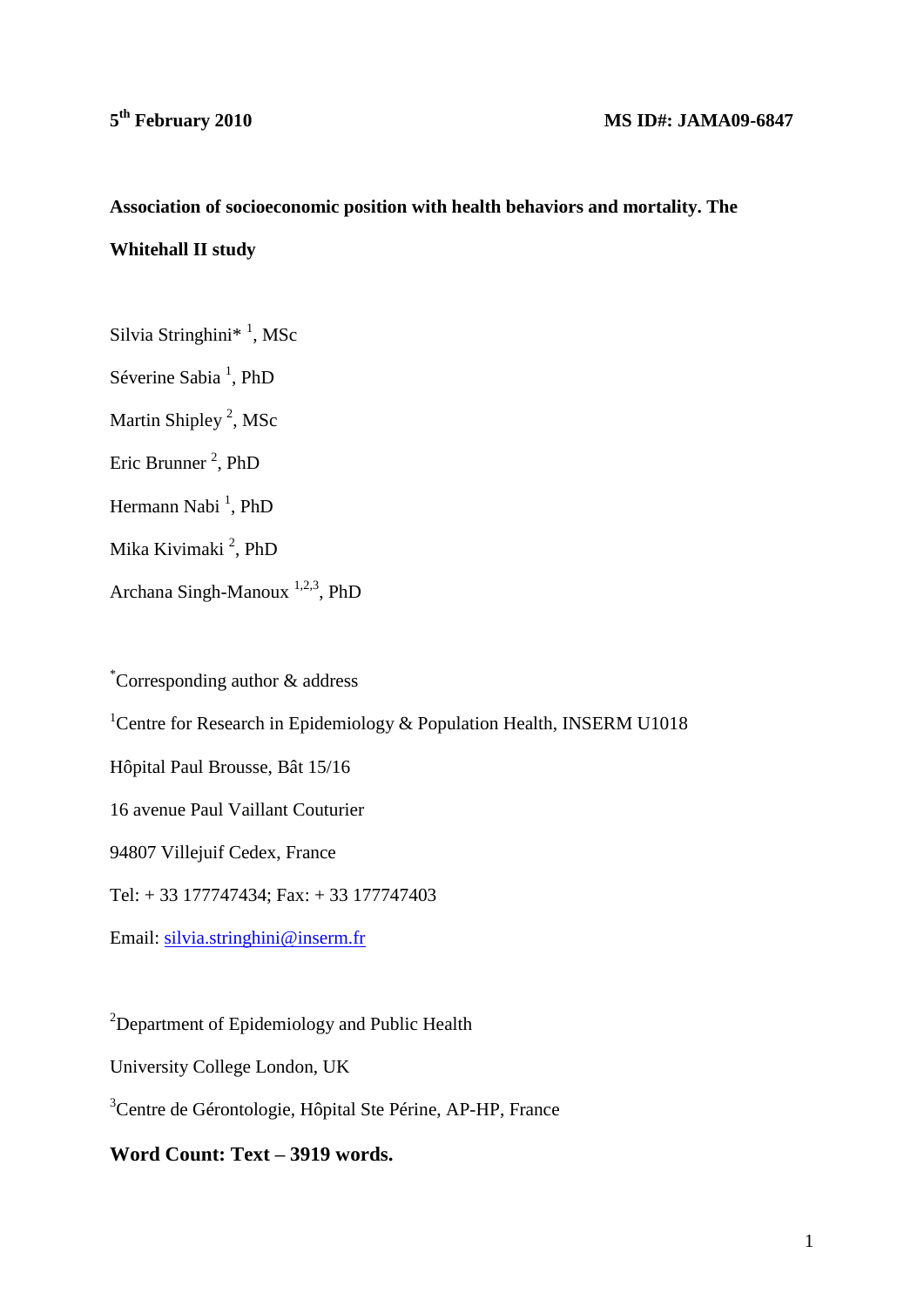**5th February 2010** **MS ID#: JAMA09-6847**

# Association of socioeconomic position with health behaviors and mortality. The Whitehall II study

Silvia Stringhini* [1], MSc

Séverine Sabia [1], PhD

Martin Shipley [2], MSc

Eric Brunner [2], PhD

Hermann Nabi [1], PhD

Mika Kivimaki [2], PhD

Archana Singh-Manoux [1,2,3], PhD

*Corresponding author & address

[1]Centre for Research in Epidemiology & Population Health, INSERM U1018

Hôpital Paul Brousse, Bât 15/16

16 avenue Paul Vaillant Couturier

94807 Villejuif Cedex, France

Tel: + 33 177747434; Fax: + 33 177747403

Email: silvia.stringhini@inserm.fr

[2]Department of Epidemiology and Public Health

University College London, UK

[3]Centre de Gérontologie, Hôpital Ste Périne, AP-HP, France

**Word Count: Text – 3919 words.**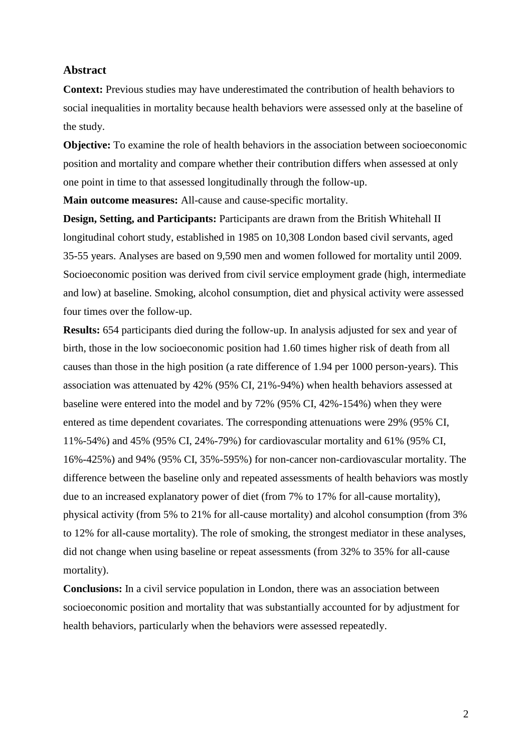## Abstract

**Context:** Previous studies may have underestimated the contribution of health behaviors to social inequalities in mortality because health behaviors were assessed only at the baseline of the study.

**Objective:** To examine the role of health behaviors in the association between socioeconomic position and mortality and compare whether their contribution differs when assessed at only one point in time to that assessed longitudinally through the follow-up.

**Main outcome measures:** All-cause and cause-specific mortality.

**Design, Setting, and Participants:** Participants are drawn from the British Whitehall II longitudinal cohort study, established in 1985 on 10,308 London based civil servants, aged 35-55 years. Analyses are based on 9,590 men and women followed for mortality until 2009. Socioeconomic position was derived from civil service employment grade (high, intermediate and low) at baseline. Smoking, alcohol consumption, diet and physical activity were assessed four times over the follow-up.

**Results:** 654 participants died during the follow-up. In analysis adjusted for sex and year of birth, those in the low socioeconomic position had 1.60 times higher risk of death from all causes than those in the high position (a rate difference of 1.94 per 1000 person-years). This association was attenuated by 42% (95% CI, 21%-94%) when health behaviors assessed at baseline were entered into the model and by 72% (95% CI, 42%-154%) when they were entered as time dependent covariates. The corresponding attenuations were 29% (95% CI, 11%-54%) and 45% (95% CI, 24%-79%) for cardiovascular mortality and 61% (95% CI, 16%-425%) and 94% (95% CI, 35%-595%) for non-cancer non-cardiovascular mortality. The difference between the baseline only and repeated assessments of health behaviors was mostly due to an increased explanatory power of diet (from 7% to 17% for all-cause mortality), physical activity (from 5% to 21% for all-cause mortality) and alcohol consumption (from 3% to 12% for all-cause mortality). The role of smoking, the strongest mediator in these analyses, did not change when using baseline or repeat assessments (from 32% to 35% for all-cause mortality).

**Conclusions:** In a civil service population in London, there was an association between socioeconomic position and mortality that was substantially accounted for by adjustment for health behaviors, particularly when the behaviors were assessed repeatedly.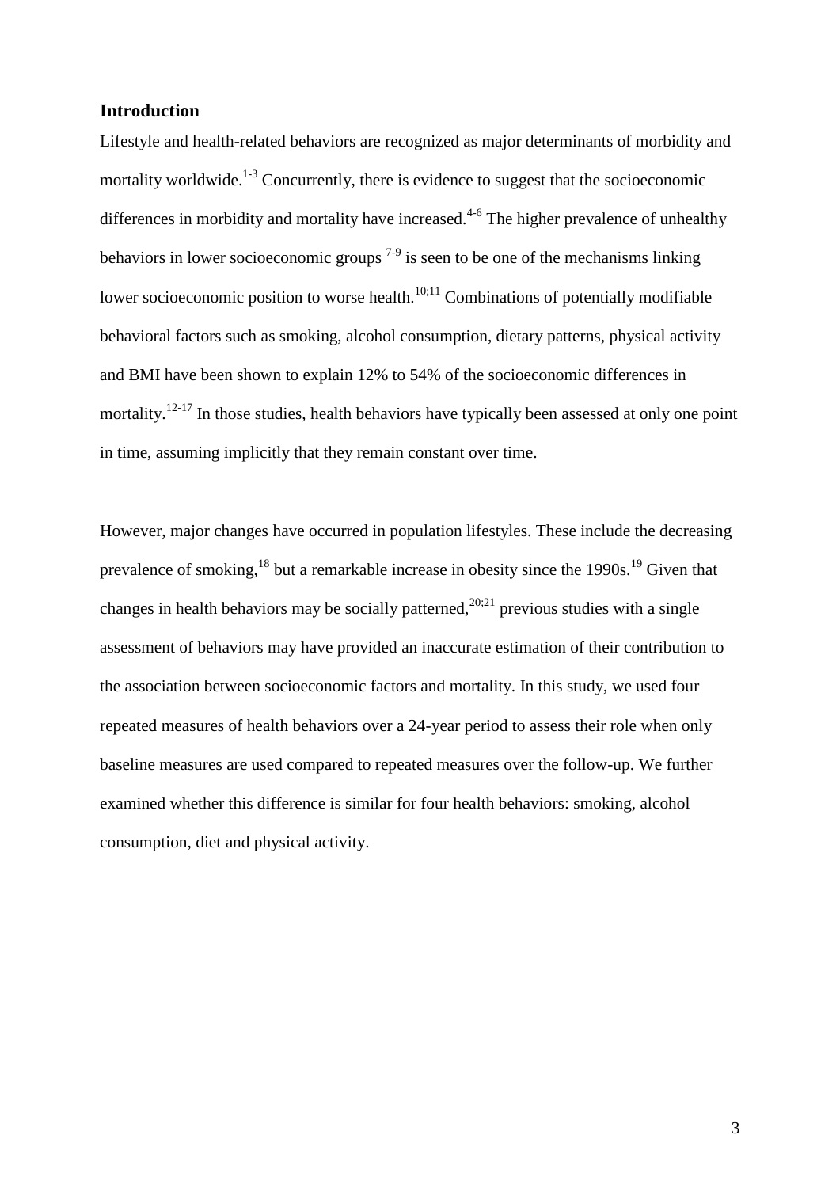## Introduction

Lifestyle and health-related behaviors are recognized as major determinants of morbidity and mortality worldwide.[1-3] Concurrently, there is evidence to suggest that the socioeconomic differences in morbidity and mortality have increased.[4-6] The higher prevalence of unhealthy behaviors in lower socioeconomic groups [7-9] is seen to be one of the mechanisms linking lower socioeconomic position to worse health.[10;11] Combinations of potentially modifiable behavioral factors such as smoking, alcohol consumption, dietary patterns, physical activity and BMI have been shown to explain 12% to 54% of the socioeconomic differences in mortality.[12-17] In those studies, health behaviors have typically been assessed at only one point in time, assuming implicitly that they remain constant over time.

However, major changes have occurred in population lifestyles. These include the decreasing prevalence of smoking,[18] but a remarkable increase in obesity since the 1990s.[19] Given that changes in health behaviors may be socially patterned,[20;21] previous studies with a single assessment of behaviors may have provided an inaccurate estimation of their contribution to the association between socioeconomic factors and mortality. In this study, we used four repeated measures of health behaviors over a 24-year period to assess their role when only baseline measures are used compared to repeated measures over the follow-up. We further examined whether this difference is similar for four health behaviors: smoking, alcohol consumption, diet and physical activity.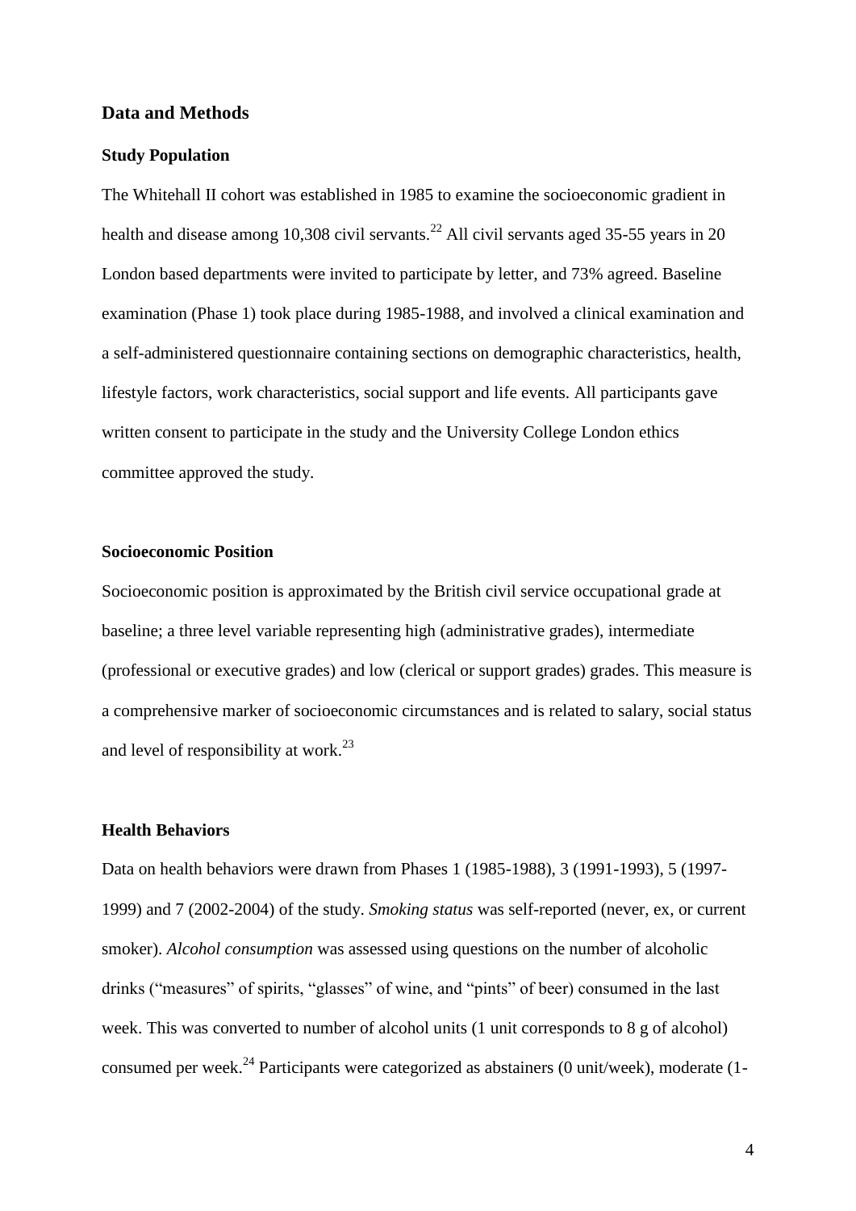## Data and Methods

### Study Population

The Whitehall II cohort was established in 1985 to examine the socioeconomic gradient in health and disease among 10,308 civil servants.[22] All civil servants aged 35-55 years in 20 London based departments were invited to participate by letter, and 73% agreed. Baseline examination (Phase 1) took place during 1985-1988, and involved a clinical examination and a self-administered questionnaire containing sections on demographic characteristics, health, lifestyle factors, work characteristics, social support and life events. All participants gave written consent to participate in the study and the University College London ethics committee approved the study.

### Socioeconomic Position

Socioeconomic position is approximated by the British civil service occupational grade at baseline; a three level variable representing high (administrative grades), intermediate (professional or executive grades) and low (clerical or support grades) grades. This measure is a comprehensive marker of socioeconomic circumstances and is related to salary, social status and level of responsibility at work.[23]

### Health Behaviors

Data on health behaviors were drawn from Phases 1 (1985-1988), 3 (1991-1993), 5 (1997-1999) and 7 (2002-2004) of the study. *Smoking status* was self-reported (never, ex, or current smoker). *Alcohol consumption* was assessed using questions on the number of alcoholic drinks ("measures" of spirits, "glasses" of wine, and "pints" of beer) consumed in the last week. This was converted to number of alcohol units (1 unit corresponds to 8 g of alcohol) consumed per week.[24] Participants were categorized as abstainers (0 unit/week), moderate (1-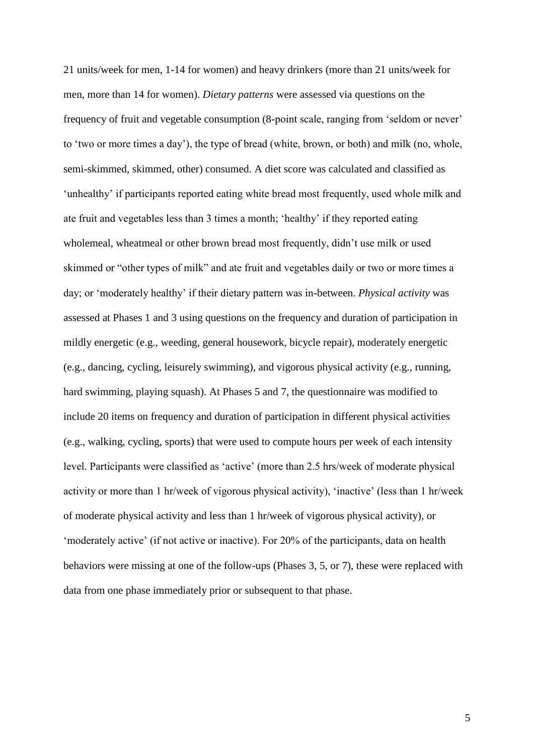21 units/week for men, 1-14 for women) and heavy drinkers (more than 21 units/week for men, more than 14 for women). *Dietary patterns* were assessed via questions on the frequency of fruit and vegetable consumption (8-point scale, ranging from 'seldom or never' to 'two or more times a day'), the type of bread (white, brown, or both) and milk (no, whole, semi-skimmed, skimmed, other) consumed. A diet score was calculated and classified as 'unhealthy' if participants reported eating white bread most frequently, used whole milk and ate fruit and vegetables less than 3 times a month; 'healthy' if they reported eating wholemeal, wheatmeal or other brown bread most frequently, didn't use milk or used skimmed or "other types of milk" and ate fruit and vegetables daily or two or more times a day; or 'moderately healthy' if their dietary pattern was in-between. *Physical activity* was assessed at Phases 1 and 3 using questions on the frequency and duration of participation in mildly energetic (e.g., weeding, general housework, bicycle repair), moderately energetic (e.g., dancing, cycling, leisurely swimming), and vigorous physical activity (e.g., running, hard swimming, playing squash). At Phases 5 and 7, the questionnaire was modified to include 20 items on frequency and duration of participation in different physical activities (e.g., walking, cycling, sports) that were used to compute hours per week of each intensity level. Participants were classified as 'active' (more than 2.5 hrs/week of moderate physical activity or more than 1 hr/week of vigorous physical activity), 'inactive' (less than 1 hr/week of moderate physical activity and less than 1 hr/week of vigorous physical activity), or 'moderately active' (if not active or inactive). For 20% of the participants, data on health behaviors were missing at one of the follow-ups (Phases 3, 5, or 7), these were replaced with data from one phase immediately prior or subsequent to that phase.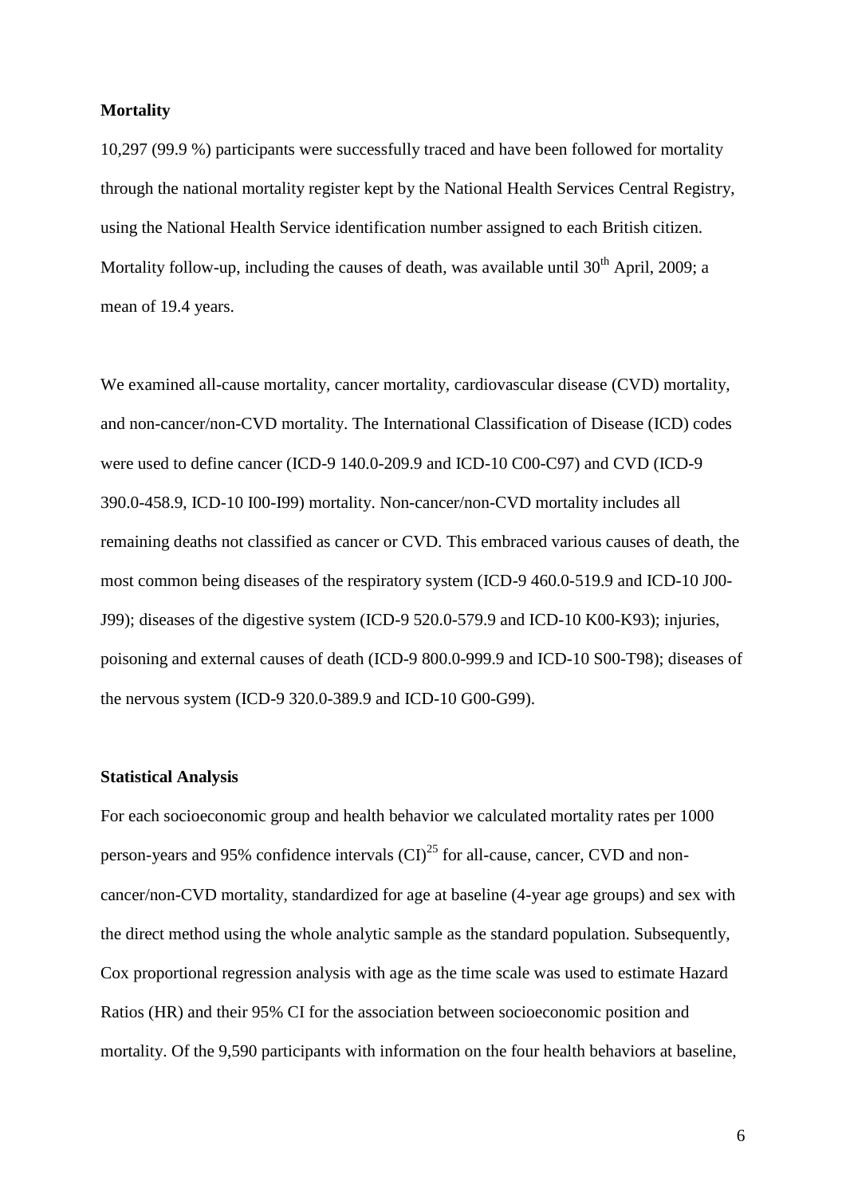**Mortality**

10,297 (99.9 %) participants were successfully traced and have been followed for mortality through the national mortality register kept by the National Health Services Central Registry, using the National Health Service identification number assigned to each British citizen. Mortality follow-up, including the causes of death, was available until 30th April, 2009; a mean of 19.4 years.

We examined all-cause mortality, cancer mortality, cardiovascular disease (CVD) mortality, and non-cancer/non-CVD mortality. The International Classification of Disease (ICD) codes were used to define cancer (ICD-9 140.0-209.9 and ICD-10 C00-C97) and CVD (ICD-9 390.0-458.9, ICD-10 I00-I99) mortality. Non-cancer/non-CVD mortality includes all remaining deaths not classified as cancer or CVD. This embraced various causes of death, the most common being diseases of the respiratory system (ICD-9 460.0-519.9 and ICD-10 J00-J99); diseases of the digestive system (ICD-9 520.0-579.9 and ICD-10 K00-K93); injuries, poisoning and external causes of death (ICD-9 800.0-999.9 and ICD-10 S00-T98); diseases of the nervous system (ICD-9 320.0-389.9 and ICD-10 G00-G99).

**Statistical Analysis**

For each socioeconomic group and health behavior we calculated mortality rates per 1000 person-years and 95% confidence intervals (CI)[25] for all-cause, cancer, CVD and non-cancer/non-CVD mortality, standardized for age at baseline (4-year age groups) and sex with the direct method using the whole analytic sample as the standard population. Subsequently, Cox proportional regression analysis with age as the time scale was used to estimate Hazard Ratios (HR) and their 95% CI for the association between socioeconomic position and mortality. Of the 9,590 participants with information on the four health behaviors at baseline,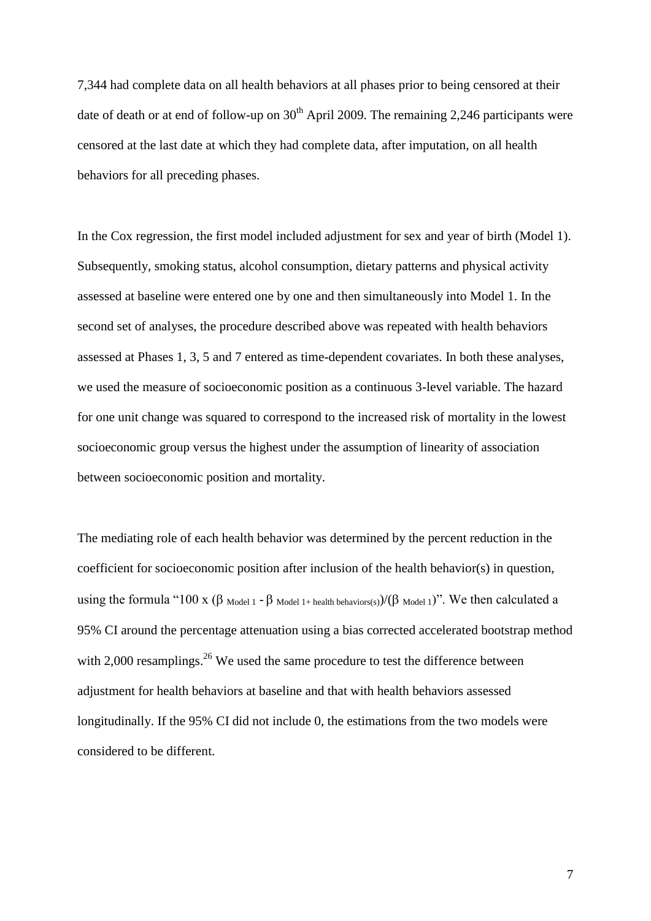7,344 had complete data on all health behaviors at all phases prior to being censored at their date of death or at end of follow-up on 30th April 2009. The remaining 2,246 participants were censored at the last date at which they had complete data, after imputation, on all health behaviors for all preceding phases.

In the Cox regression, the first model included adjustment for sex and year of birth (Model 1). Subsequently, smoking status, alcohol consumption, dietary patterns and physical activity assessed at baseline were entered one by one and then simultaneously into Model 1. In the second set of analyses, the procedure described above was repeated with health behaviors assessed at Phases 1, 3, 5 and 7 entered as time-dependent covariates. In both these analyses, we used the measure of socioeconomic position as a continuous 3-level variable. The hazard for one unit change was squared to correspond to the increased risk of mortality in the lowest socioeconomic group versus the highest under the assumption of linearity of association between socioeconomic position and mortality.

The mediating role of each health behavior was determined by the percent reduction in the coefficient for socioeconomic position after inclusion of the health behavior(s) in question, using the formula "$100 \times (\beta_{\text{Model 1}} - \beta_{\text{Model 1+ health behaviors(s)}})/(\beta_{\text{Model 1}})$". We then calculated a 95% CI around the percentage attenuation using a bias corrected accelerated bootstrap method with 2,000 resamplings.[26] We used the same procedure to test the difference between adjustment for health behaviors at baseline and that with health behaviors assessed longitudinally. If the 95% CI did not include 0, the estimations from the two models were considered to be different.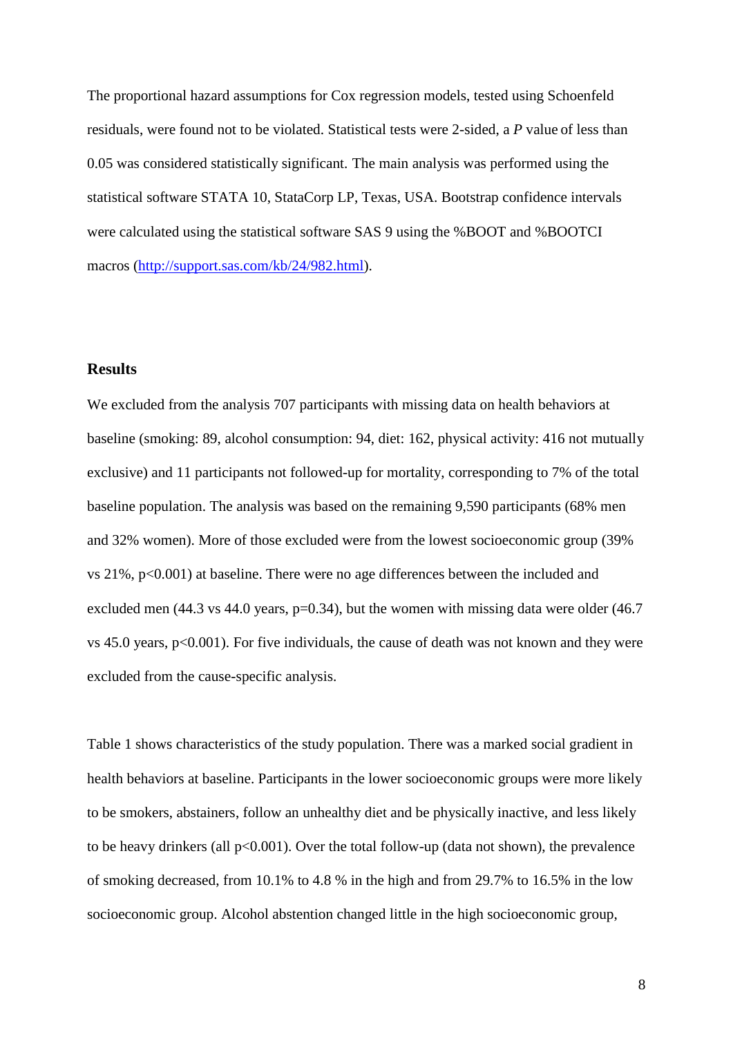The proportional hazard assumptions for Cox regression models, tested using Schoenfeld residuals, were found not to be violated. Statistical tests were 2-sided, a *P* value of less than 0.05 was considered statistically significant. The main analysis was performed using the statistical software STATA 10, StataCorp LP, Texas, USA. Bootstrap confidence intervals were calculated using the statistical software SAS 9 using the %BOOT and %BOOTCI macros (http://support.sas.com/kb/24/982.html).

## Results

We excluded from the analysis 707 participants with missing data on health behaviors at baseline (smoking: 89, alcohol consumption: 94, diet: 162, physical activity: 416 not mutually exclusive) and 11 participants not followed-up for mortality, corresponding to 7% of the total baseline population. The analysis was based on the remaining 9,590 participants (68% men and 32% women). More of those excluded were from the lowest socioeconomic group (39% vs 21%, p<0.001) at baseline. There were no age differences between the included and excluded men (44.3 vs 44.0 years, p=0.34), but the women with missing data were older (46.7 vs 45.0 years, p<0.001). For five individuals, the cause of death was not known and they were excluded from the cause-specific analysis.

Table 1 shows characteristics of the study population. There was a marked social gradient in health behaviors at baseline. Participants in the lower socioeconomic groups were more likely to be smokers, abstainers, follow an unhealthy diet and be physically inactive, and less likely to be heavy drinkers (all p<0.001). Over the total follow-up (data not shown), the prevalence of smoking decreased, from 10.1% to 4.8 % in the high and from 29.7% to 16.5% in the low socioeconomic group. Alcohol abstention changed little in the high socioeconomic group,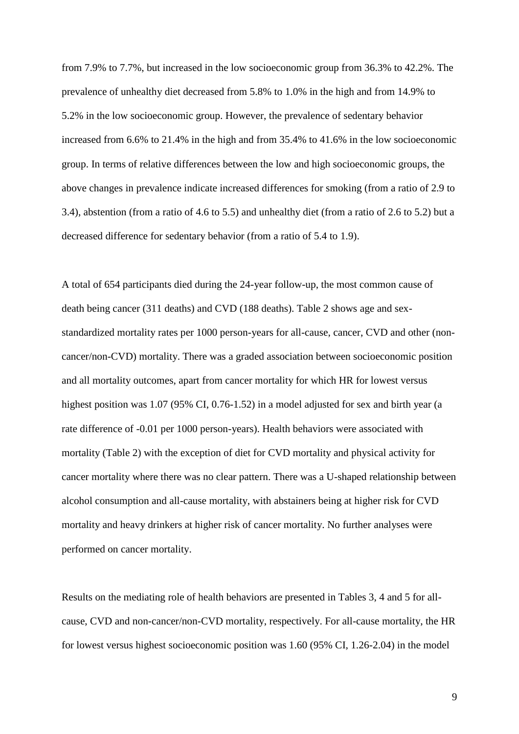from 7.9% to 7.7%, but increased in the low socioeconomic group from 36.3% to 42.2%. The prevalence of unhealthy diet decreased from 5.8% to 1.0% in the high and from 14.9% to 5.2% in the low socioeconomic group. However, the prevalence of sedentary behavior increased from 6.6% to 21.4% in the high and from 35.4% to 41.6% in the low socioeconomic group. In terms of relative differences between the low and high socioeconomic groups, the above changes in prevalence indicate increased differences for smoking (from a ratio of 2.9 to 3.4), abstention (from a ratio of 4.6 to 5.5) and unhealthy diet (from a ratio of 2.6 to 5.2) but a decreased difference for sedentary behavior (from a ratio of 5.4 to 1.9).

A total of 654 participants died during the 24-year follow-up, the most common cause of death being cancer (311 deaths) and CVD (188 deaths). Table 2 shows age and sex-standardized mortality rates per 1000 person-years for all-cause, cancer, CVD and other (non-cancer/non-CVD) mortality. There was a graded association between socioeconomic position and all mortality outcomes, apart from cancer mortality for which HR for lowest versus highest position was 1.07 (95% CI, 0.76-1.52) in a model adjusted for sex and birth year (a rate difference of -0.01 per 1000 person-years). Health behaviors were associated with mortality (Table 2) with the exception of diet for CVD mortality and physical activity for cancer mortality where there was no clear pattern. There was a U-shaped relationship between alcohol consumption and all-cause mortality, with abstainers being at higher risk for CVD mortality and heavy drinkers at higher risk of cancer mortality. No further analyses were performed on cancer mortality.

Results on the mediating role of health behaviors are presented in Tables 3, 4 and 5 for all-cause, CVD and non-cancer/non-CVD mortality, respectively. For all-cause mortality, the HR for lowest versus highest socioeconomic position was 1.60 (95% CI, 1.26-2.04) in the model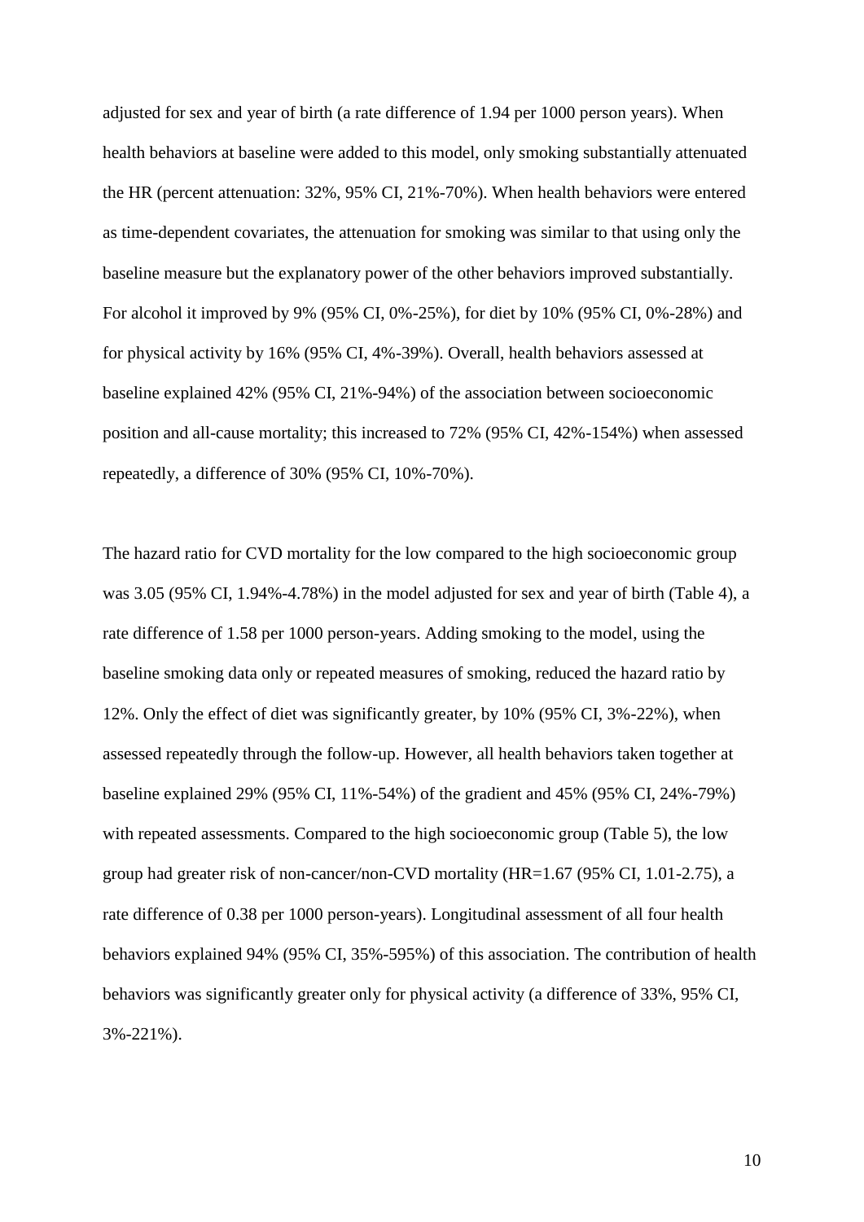adjusted for sex and year of birth (a rate difference of 1.94 per 1000 person years). When health behaviors at baseline were added to this model, only smoking substantially attenuated the HR (percent attenuation: 32%, 95% CI, 21%-70%). When health behaviors were entered as time-dependent covariates, the attenuation for smoking was similar to that using only the baseline measure but the explanatory power of the other behaviors improved substantially. For alcohol it improved by 9% (95% CI, 0%-25%), for diet by 10% (95% CI, 0%-28%) and for physical activity by 16% (95% CI, 4%-39%). Overall, health behaviors assessed at baseline explained 42% (95% CI, 21%-94%) of the association between socioeconomic position and all-cause mortality; this increased to 72% (95% CI, 42%-154%) when assessed repeatedly, a difference of 30% (95% CI, 10%-70%).

The hazard ratio for CVD mortality for the low compared to the high socioeconomic group was 3.05 (95% CI, 1.94%-4.78%) in the model adjusted for sex and year of birth (Table 4), a rate difference of 1.58 per 1000 person-years. Adding smoking to the model, using the baseline smoking data only or repeated measures of smoking, reduced the hazard ratio by 12%. Only the effect of diet was significantly greater, by 10% (95% CI, 3%-22%), when assessed repeatedly through the follow-up. However, all health behaviors taken together at baseline explained 29% (95% CI, 11%-54%) of the gradient and 45% (95% CI, 24%-79%) with repeated assessments. Compared to the high socioeconomic group (Table 5), the low group had greater risk of non-cancer/non-CVD mortality (HR=1.67 (95% CI, 1.01-2.75), a rate difference of 0.38 per 1000 person-years). Longitudinal assessment of all four health behaviors explained 94% (95% CI, 35%-595%) of this association. The contribution of health behaviors was significantly greater only for physical activity (a difference of 33%, 95% CI, 3%-221%).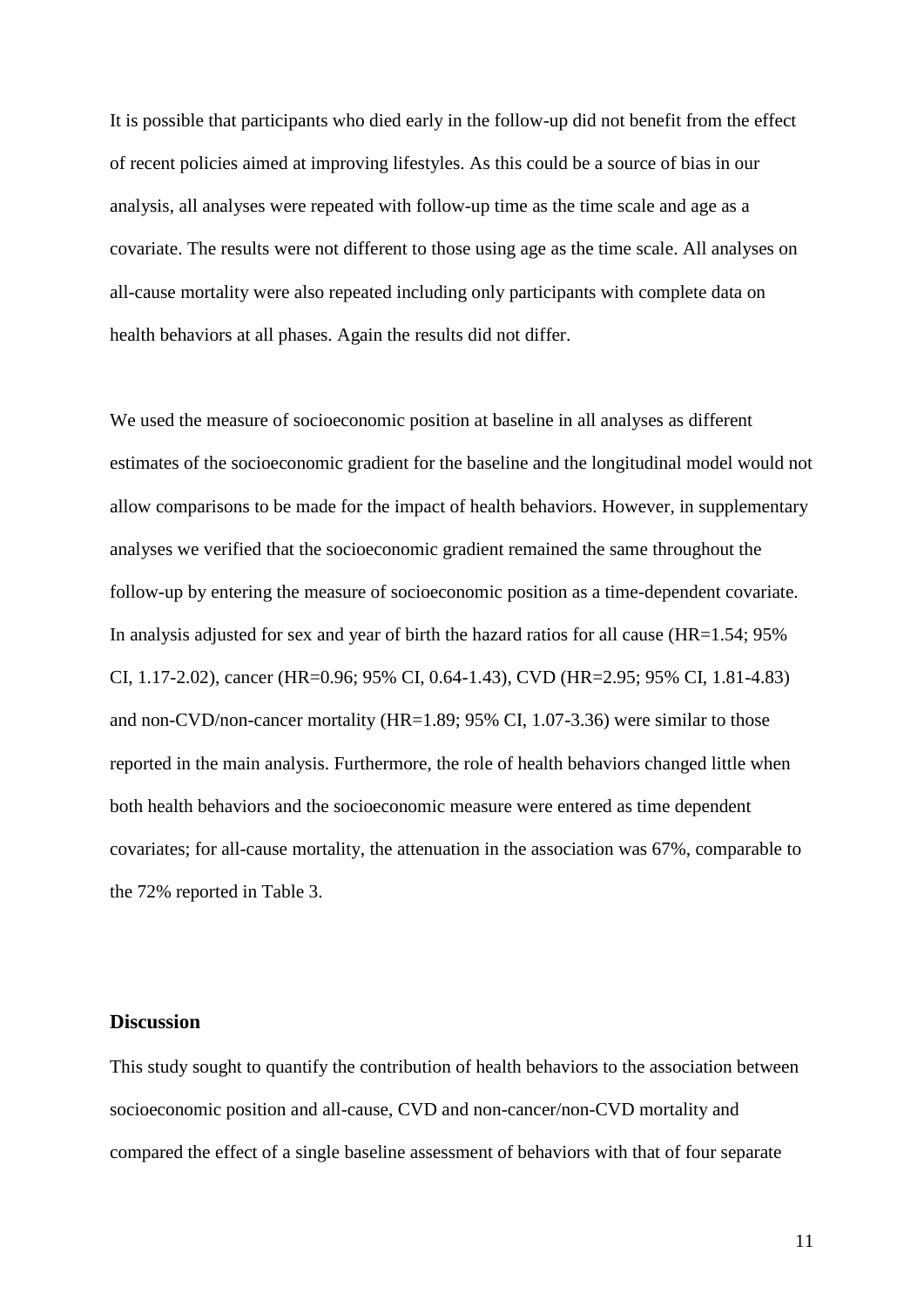It is possible that participants who died early in the follow-up did not benefit from the effect of recent policies aimed at improving lifestyles. As this could be a source of bias in our analysis, all analyses were repeated with follow-up time as the time scale and age as a covariate. The results were not different to those using age as the time scale. All analyses on all-cause mortality were also repeated including only participants with complete data on health behaviors at all phases. Again the results did not differ.

We used the measure of socioeconomic position at baseline in all analyses as different estimates of the socioeconomic gradient for the baseline and the longitudinal model would not allow comparisons to be made for the impact of health behaviors. However, in supplementary analyses we verified that the socioeconomic gradient remained the same throughout the follow-up by entering the measure of socioeconomic position as a time-dependent covariate. In analysis adjusted for sex and year of birth the hazard ratios for all cause (HR=1.54; 95% CI, 1.17-2.02), cancer (HR=0.96; 95% CI, 0.64-1.43), CVD (HR=2.95; 95% CI, 1.81-4.83) and non-CVD/non-cancer mortality (HR=1.89; 95% CI, 1.07-3.36) were similar to those reported in the main analysis. Furthermore, the role of health behaviors changed little when both health behaviors and the socioeconomic measure were entered as time dependent covariates; for all-cause mortality, the attenuation in the association was 67%, comparable to the 72% reported in Table 3.

## Discussion

This study sought to quantify the contribution of health behaviors to the association between socioeconomic position and all-cause, CVD and non-cancer/non-CVD mortality and compared the effect of a single baseline assessment of behaviors with that of four separate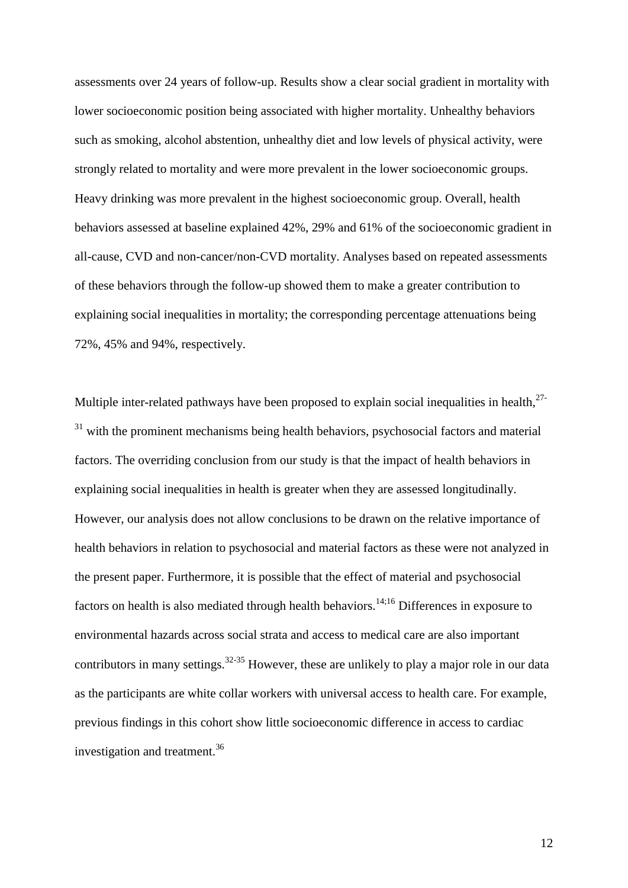assessments over 24 years of follow-up. Results show a clear social gradient in mortality with lower socioeconomic position being associated with higher mortality. Unhealthy behaviors such as smoking, alcohol abstention, unhealthy diet and low levels of physical activity, were strongly related to mortality and were more prevalent in the lower socioeconomic groups. Heavy drinking was more prevalent in the highest socioeconomic group. Overall, health behaviors assessed at baseline explained 42%, 29% and 61% of the socioeconomic gradient in all-cause, CVD and non-cancer/non-CVD mortality. Analyses based on repeated assessments of these behaviors through the follow-up showed them to make a greater contribution to explaining social inequalities in mortality; the corresponding percentage attenuations being 72%, 45% and 94%, respectively.

Multiple inter-related pathways have been proposed to explain social inequalities in health,[27-31] with the prominent mechanisms being health behaviors, psychosocial factors and material factors. The overriding conclusion from our study is that the impact of health behaviors in explaining social inequalities in health is greater when they are assessed longitudinally. However, our analysis does not allow conclusions to be drawn on the relative importance of health behaviors in relation to psychosocial and material factors as these were not analyzed in the present paper. Furthermore, it is possible that the effect of material and psychosocial factors on health is also mediated through health behaviors.[14;16] Differences in exposure to environmental hazards across social strata and access to medical care are also important contributors in many settings.[32-35] However, these are unlikely to play a major role in our data as the participants are white collar workers with universal access to health care. For example, previous findings in this cohort show little socioeconomic difference in access to cardiac investigation and treatment.[36]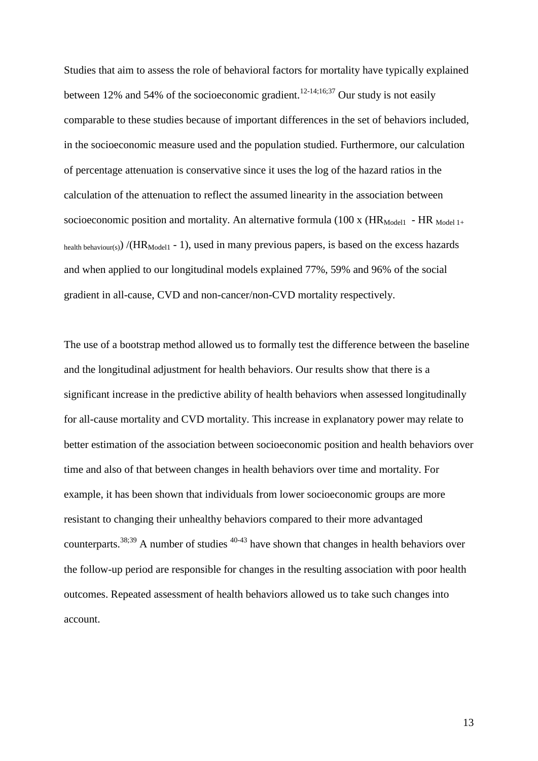Studies that aim to assess the role of behavioral factors for mortality have typically explained between 12% and 54% of the socioeconomic gradient.[12-14;16;37] Our study is not easily comparable to these studies because of important differences in the set of behaviors included, in the socioeconomic measure used and the population studied. Furthermore, our calculation of percentage attenuation is conservative since it uses the log of the hazard ratios in the calculation of the attenuation to reflect the assumed linearity in the association between socioeconomic position and mortality. An alternative formula ($100 \times (HR_{Model1} - HR_{Model\ 1+\ health\ behaviour(s)}) / (HR_{Model1} - 1)$), used in many previous papers, is based on the excess hazards and when applied to our longitudinal models explained 77%, 59% and 96% of the social gradient in all-cause, CVD and non-cancer/non-CVD mortality respectively.

The use of a bootstrap method allowed us to formally test the difference between the baseline and the longitudinal adjustment for health behaviors. Our results show that there is a significant increase in the predictive ability of health behaviors when assessed longitudinally for all-cause mortality and CVD mortality. This increase in explanatory power may relate to better estimation of the association between socioeconomic position and health behaviors over time and also of that between changes in health behaviors over time and mortality. For example, it has been shown that individuals from lower socioeconomic groups are more resistant to changing their unhealthy behaviors compared to their more advantaged counterparts.[38;39] A number of studies [40-43] have shown that changes in health behaviors over the follow-up period are responsible for changes in the resulting association with poor health outcomes. Repeated assessment of health behaviors allowed us to take such changes into account.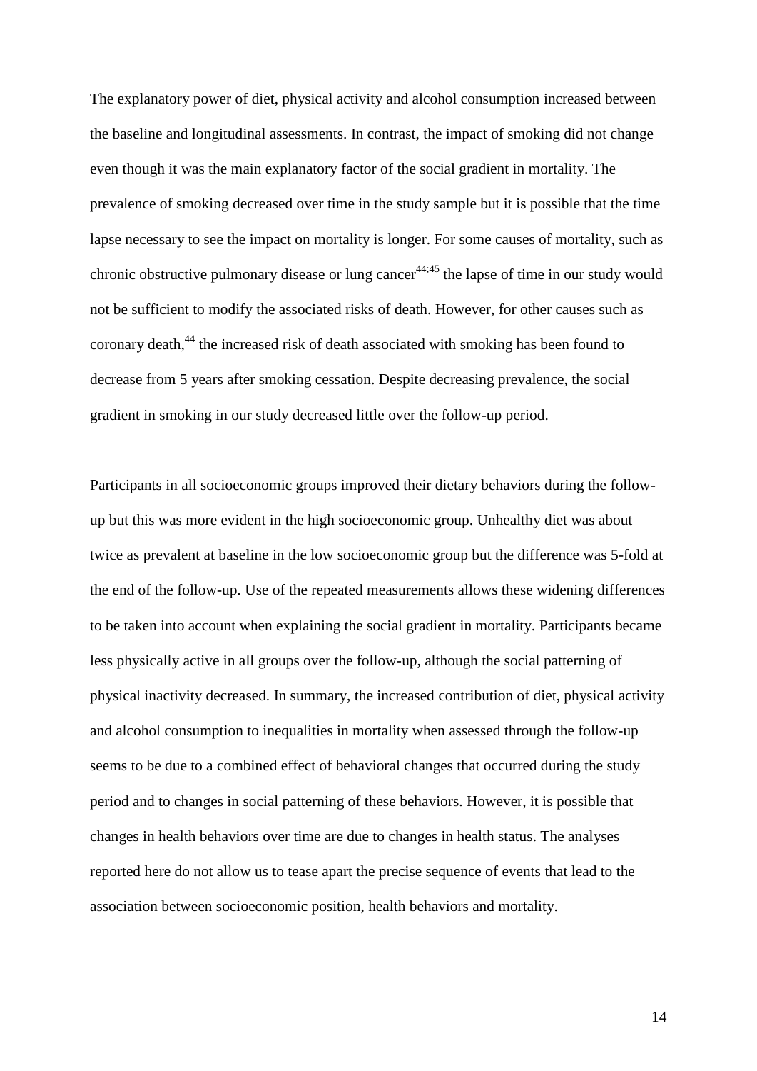The explanatory power of diet, physical activity and alcohol consumption increased between the baseline and longitudinal assessments. In contrast, the impact of smoking did not change even though it was the main explanatory factor of the social gradient in mortality. The prevalence of smoking decreased over time in the study sample but it is possible that the time lapse necessary to see the impact on mortality is longer. For some causes of mortality, such as chronic obstructive pulmonary disease or lung cancer[44;45] the lapse of time in our study would not be sufficient to modify the associated risks of death. However, for other causes such as coronary death,[44] the increased risk of death associated with smoking has been found to decrease from 5 years after smoking cessation. Despite decreasing prevalence, the social gradient in smoking in our study decreased little over the follow-up period.

Participants in all socioeconomic groups improved their dietary behaviors during the follow-up but this was more evident in the high socioeconomic group. Unhealthy diet was about twice as prevalent at baseline in the low socioeconomic group but the difference was 5-fold at the end of the follow-up. Use of the repeated measurements allows these widening differences to be taken into account when explaining the social gradient in mortality. Participants became less physically active in all groups over the follow-up, although the social patterning of physical inactivity decreased. In summary, the increased contribution of diet, physical activity and alcohol consumption to inequalities in mortality when assessed through the follow-up seems to be due to a combined effect of behavioral changes that occurred during the study period and to changes in social patterning of these behaviors. However, it is possible that changes in health behaviors over time are due to changes in health status. The analyses reported here do not allow us to tease apart the precise sequence of events that lead to the association between socioeconomic position, health behaviors and mortality.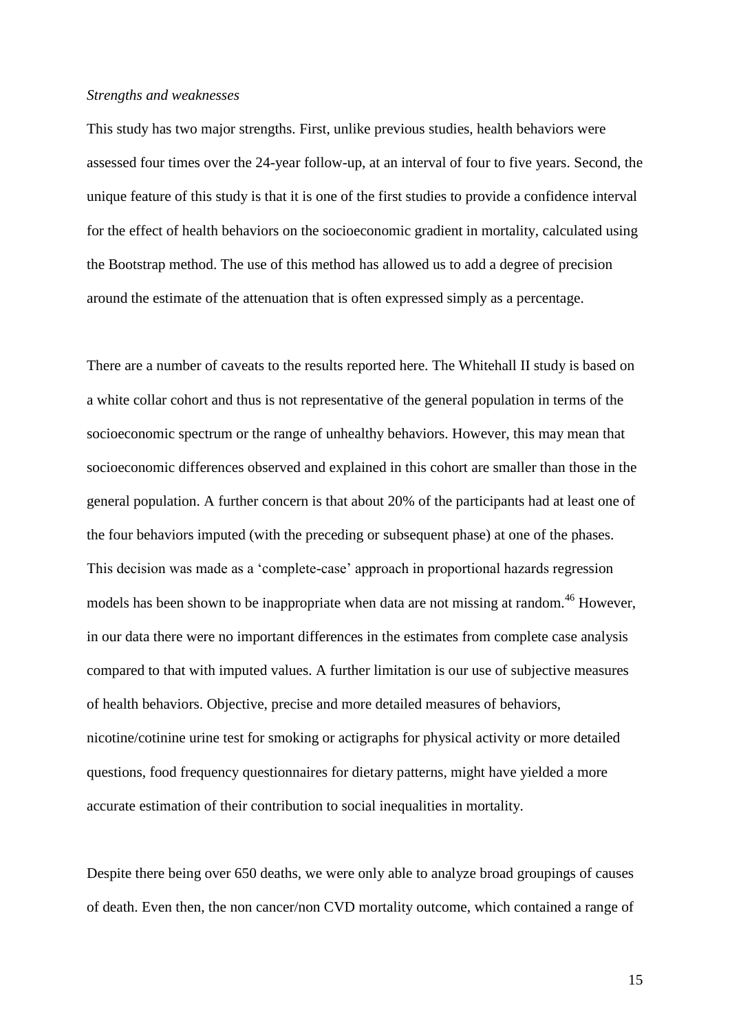*Strengths and weaknesses*

This study has two major strengths. First, unlike previous studies, health behaviors were assessed four times over the 24-year follow-up, at an interval of four to five years. Second, the unique feature of this study is that it is one of the first studies to provide a confidence interval for the effect of health behaviors on the socioeconomic gradient in mortality, calculated using the Bootstrap method. The use of this method has allowed us to add a degree of precision around the estimate of the attenuation that is often expressed simply as a percentage.

There are a number of caveats to the results reported here. The Whitehall II study is based on a white collar cohort and thus is not representative of the general population in terms of the socioeconomic spectrum or the range of unhealthy behaviors. However, this may mean that socioeconomic differences observed and explained in this cohort are smaller than those in the general population. A further concern is that about 20% of the participants had at least one of the four behaviors imputed (with the preceding or subsequent phase) at one of the phases. This decision was made as a 'complete-case' approach in proportional hazards regression models has been shown to be inappropriate when data are not missing at random.[46] However, in our data there were no important differences in the estimates from complete case analysis compared to that with imputed values. A further limitation is our use of subjective measures of health behaviors. Objective, precise and more detailed measures of behaviors, nicotine/cotinine urine test for smoking or actigraphs for physical activity or more detailed questions, food frequency questionnaires for dietary patterns, might have yielded a more accurate estimation of their contribution to social inequalities in mortality.

Despite there being over 650 deaths, we were only able to analyze broad groupings of causes of death. Even then, the non cancer/non CVD mortality outcome, which contained a range of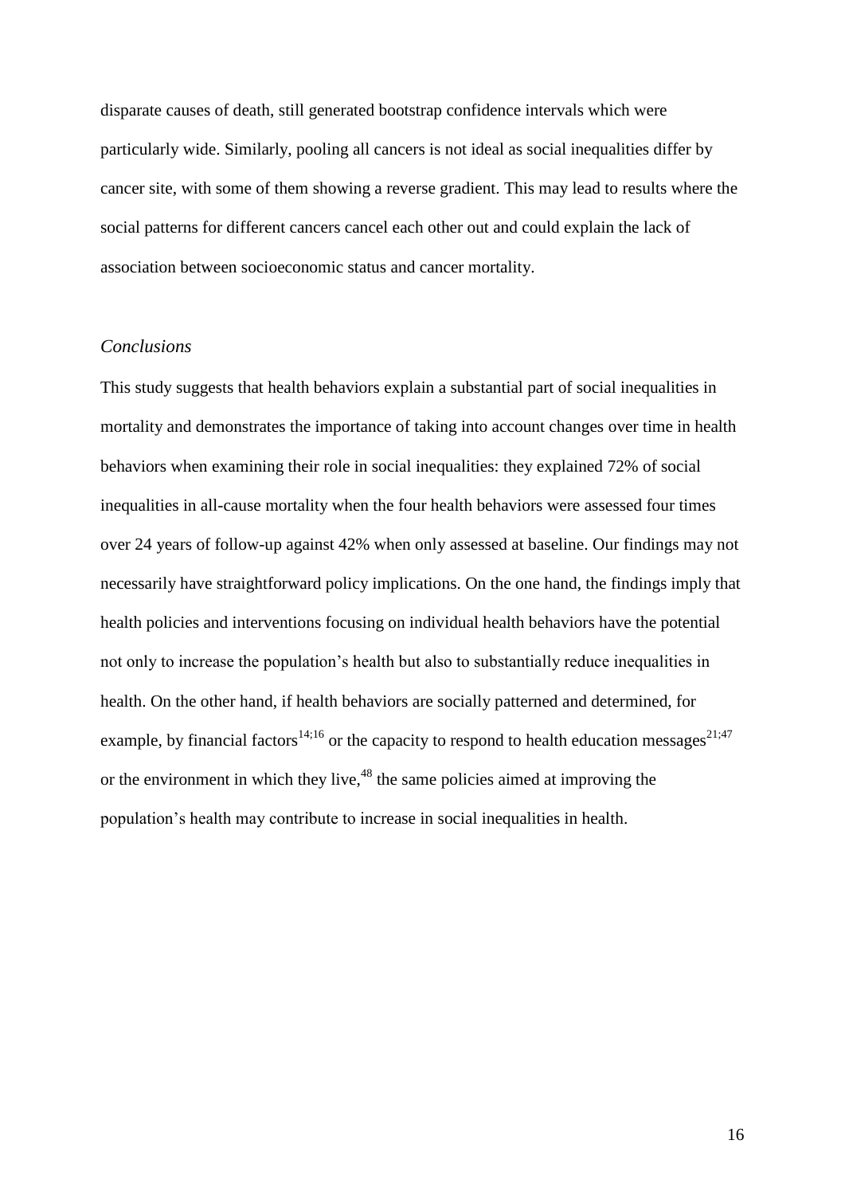disparate causes of death, still generated bootstrap confidence intervals which were particularly wide. Similarly, pooling all cancers is not ideal as social inequalities differ by cancer site, with some of them showing a reverse gradient. This may lead to results where the social patterns for different cancers cancel each other out and could explain the lack of association between socioeconomic status and cancer mortality.

### *Conclusions*

This study suggests that health behaviors explain a substantial part of social inequalities in mortality and demonstrates the importance of taking into account changes over time in health behaviors when examining their role in social inequalities: they explained 72% of social inequalities in all-cause mortality when the four health behaviors were assessed four times over 24 years of follow-up against 42% when only assessed at baseline. Our findings may not necessarily have straightforward policy implications. On the one hand, the findings imply that health policies and interventions focusing on individual health behaviors have the potential not only to increase the population's health but also to substantially reduce inequalities in health. On the other hand, if health behaviors are socially patterned and determined, for example, by financial factors[14;16] or the capacity to respond to health education messages[21;47] or the environment in which they live,[48] the same policies aimed at improving the population's health may contribute to increase in social inequalities in health.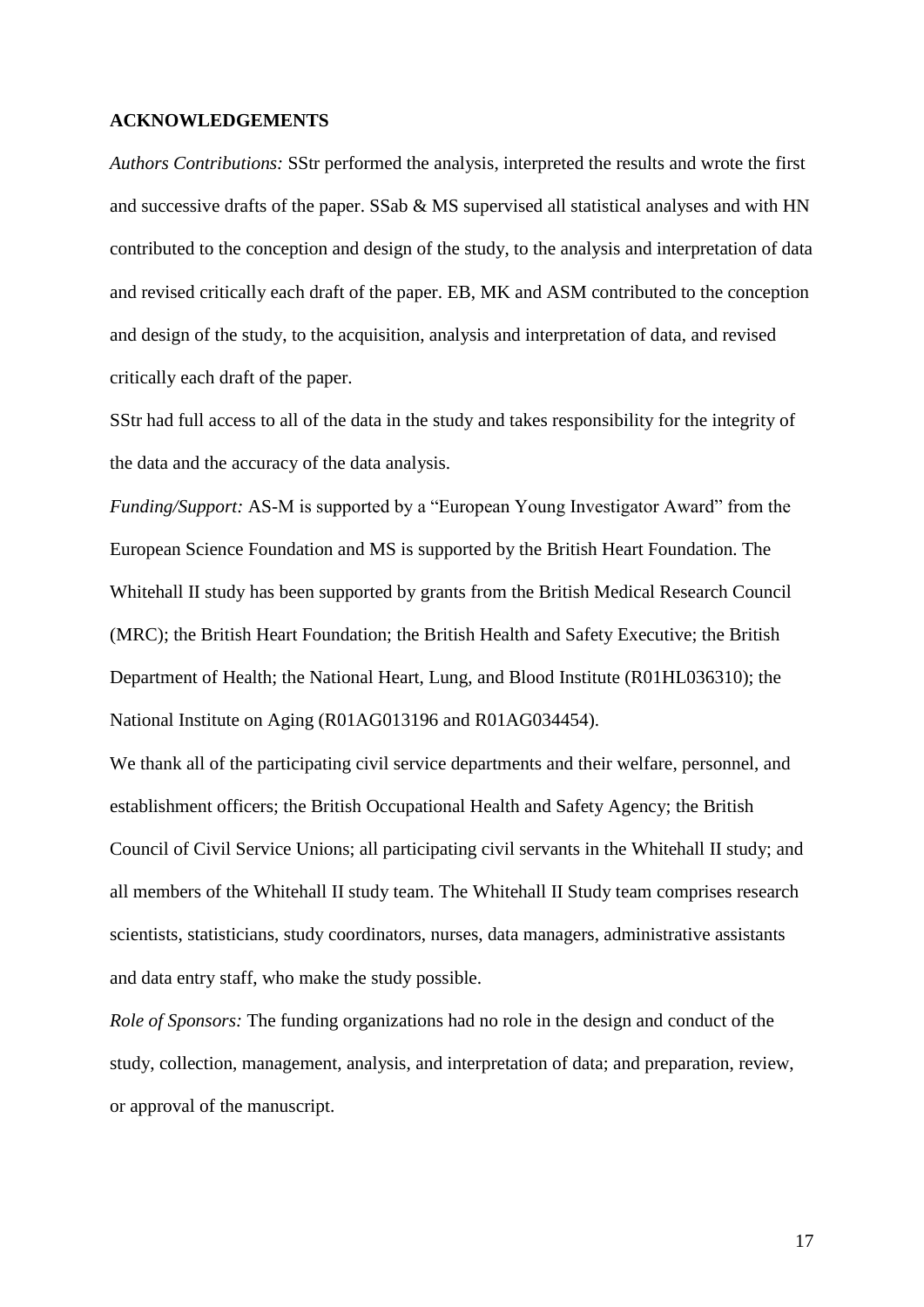## ACKNOWLEDGEMENTS

*Authors Contributions:* SStr performed the analysis, interpreted the results and wrote the first and successive drafts of the paper. SSab & MS supervised all statistical analyses and with HN contributed to the conception and design of the study, to the analysis and interpretation of data and revised critically each draft of the paper. EB, MK and ASM contributed to the conception and design of the study, to the acquisition, analysis and interpretation of data, and revised critically each draft of the paper.

SStr had full access to all of the data in the study and takes responsibility for the integrity of the data and the accuracy of the data analysis.

*Funding/Support:* AS-M is supported by a "European Young Investigator Award" from the European Science Foundation and MS is supported by the British Heart Foundation. The Whitehall II study has been supported by grants from the British Medical Research Council (MRC); the British Heart Foundation; the British Health and Safety Executive; the British Department of Health; the National Heart, Lung, and Blood Institute (R01HL036310); the National Institute on Aging (R01AG013196 and R01AG034454).

We thank all of the participating civil service departments and their welfare, personnel, and establishment officers; the British Occupational Health and Safety Agency; the British Council of Civil Service Unions; all participating civil servants in the Whitehall II study; and all members of the Whitehall II study team. The Whitehall II Study team comprises research scientists, statisticians, study coordinators, nurses, data managers, administrative assistants and data entry staff, who make the study possible.

*Role of Sponsors:* The funding organizations had no role in the design and conduct of the study, collection, management, analysis, and interpretation of data; and preparation, review, or approval of the manuscript.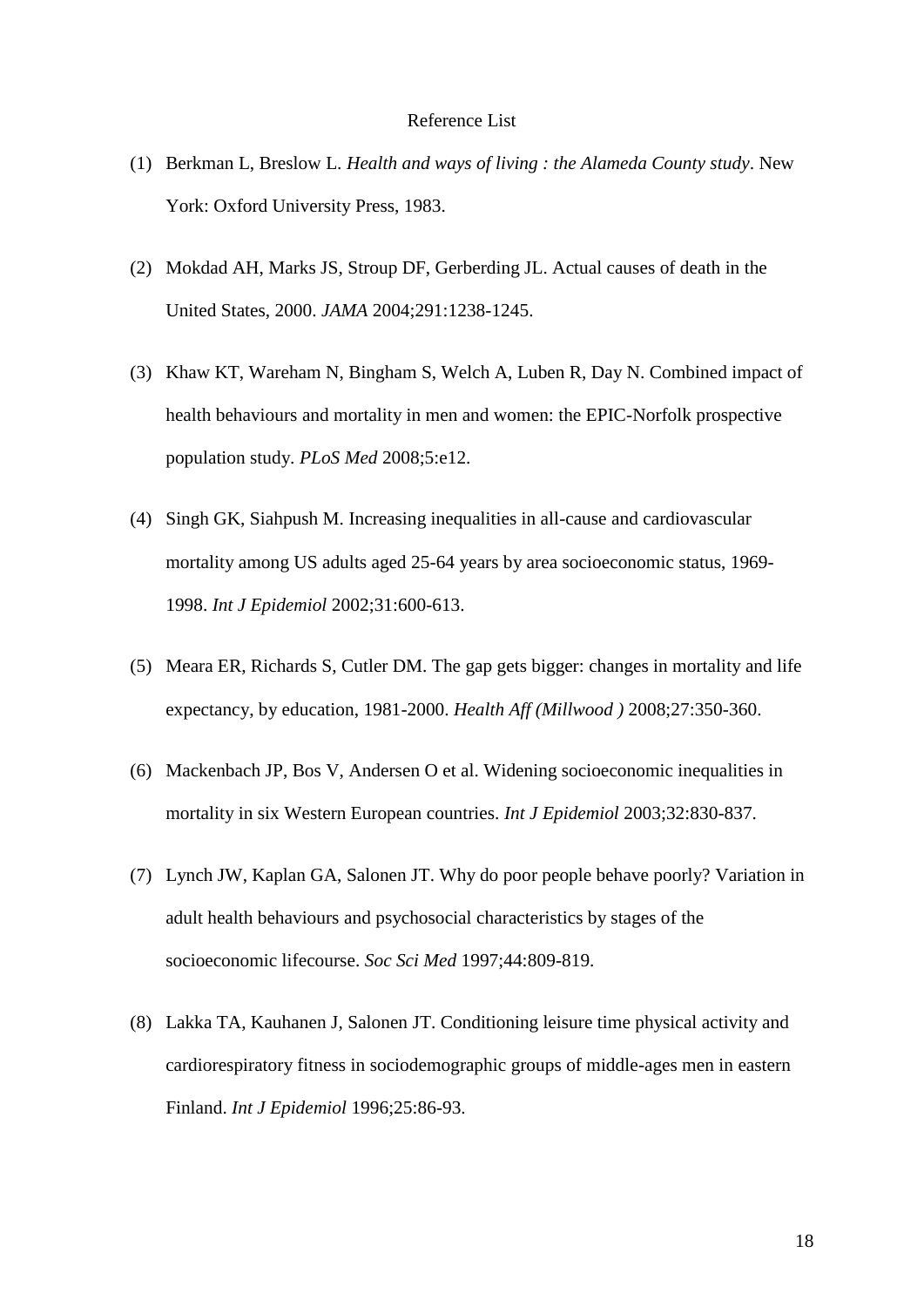Reference List

(1) Berkman L, Breslow L. *Health and ways of living : the Alameda County study*. New York: Oxford University Press, 1983.

(2) Mokdad AH, Marks JS, Stroup DF, Gerberding JL. Actual causes of death in the United States, 2000. *JAMA* 2004;291:1238-1245.

(3) Khaw KT, Wareham N, Bingham S, Welch A, Luben R, Day N. Combined impact of health behaviours and mortality in men and women: the EPIC-Norfolk prospective population study. *PLoS Med* 2008;5:e12.

(4) Singh GK, Siahpush M. Increasing inequalities in all-cause and cardiovascular mortality among US adults aged 25-64 years by area socioeconomic status, 1969-1998. *Int J Epidemiol* 2002;31:600-613.

(5) Meara ER, Richards S, Cutler DM. The gap gets bigger: changes in mortality and life expectancy, by education, 1981-2000. *Health Aff (Millwood )* 2008;27:350-360.

(6) Mackenbach JP, Bos V, Andersen O et al. Widening socioeconomic inequalities in mortality in six Western European countries. *Int J Epidemiol* 2003;32:830-837.

(7) Lynch JW, Kaplan GA, Salonen JT. Why do poor people behave poorly? Variation in adult health behaviours and psychosocial characteristics by stages of the socioeconomic lifecourse. *Soc Sci Med* 1997;44:809-819.

(8) Lakka TA, Kauhanen J, Salonen JT. Conditioning leisure time physical activity and cardiorespiratory fitness in sociodemographic groups of middle-ages men in eastern Finland. *Int J Epidemiol* 1996;25:86-93.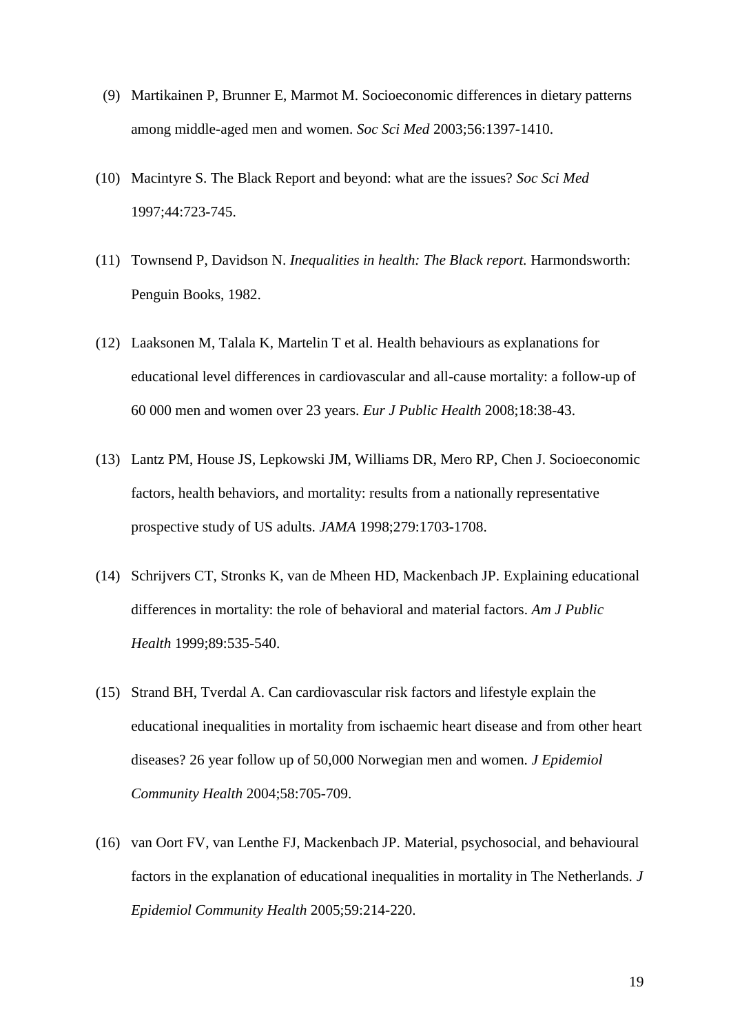(9) Martikainen P, Brunner E, Marmot M. Socioeconomic differences in dietary patterns among middle-aged men and women. *Soc Sci Med* 2003;56:1397-1410.

(10) Macintyre S. The Black Report and beyond: what are the issues? *Soc Sci Med* 1997;44:723-745.

(11) Townsend P, Davidson N. *Inequalities in health: The Black report.* Harmondsworth: Penguin Books, 1982.

(12) Laaksonen M, Talala K, Martelin T et al. Health behaviours as explanations for educational level differences in cardiovascular and all-cause mortality: a follow-up of 60 000 men and women over 23 years. *Eur J Public Health* 2008;18:38-43.

(13) Lantz PM, House JS, Lepkowski JM, Williams DR, Mero RP, Chen J. Socioeconomic factors, health behaviors, and mortality: results from a nationally representative prospective study of US adults. *JAMA* 1998;279:1703-1708.

(14) Schrijvers CT, Stronks K, van de Mheen HD, Mackenbach JP. Explaining educational differences in mortality: the role of behavioral and material factors. *Am J Public Health* 1999;89:535-540.

(15) Strand BH, Tverdal A. Can cardiovascular risk factors and lifestyle explain the educational inequalities in mortality from ischaemic heart disease and from other heart diseases? 26 year follow up of 50,000 Norwegian men and women. *J Epidemiol Community Health* 2004;58:705-709.

(16) van Oort FV, van Lenthe FJ, Mackenbach JP. Material, psychosocial, and behavioural factors in the explanation of educational inequalities in mortality in The Netherlands. *J Epidemiol Community Health* 2005;59:214-220.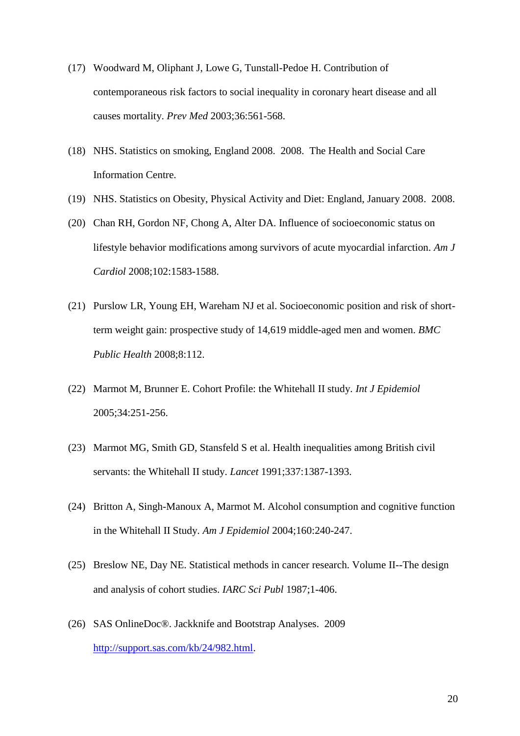(17) Woodward M, Oliphant J, Lowe G, Tunstall-Pedoe H. Contribution of contemporaneous risk factors to social inequality in coronary heart disease and all causes mortality. *Prev Med* 2003;36:561-568.

(18) NHS. Statistics on smoking, England 2008. 2008. The Health and Social Care Information Centre.

(19) NHS. Statistics on Obesity, Physical Activity and Diet: England, January 2008. 2008.

(20) Chan RH, Gordon NF, Chong A, Alter DA. Influence of socioeconomic status on lifestyle behavior modifications among survivors of acute myocardial infarction. *Am J Cardiol* 2008;102:1583-1588.

(21) Purslow LR, Young EH, Wareham NJ et al. Socioeconomic position and risk of short-term weight gain: prospective study of 14,619 middle-aged men and women. *BMC Public Health* 2008;8:112.

(22) Marmot M, Brunner E. Cohort Profile: the Whitehall II study. *Int J Epidemiol* 2005;34:251-256.

(23) Marmot MG, Smith GD, Stansfeld S et al. Health inequalities among British civil servants: the Whitehall II study. *Lancet* 1991;337:1387-1393.

(24) Britton A, Singh-Manoux A, Marmot M. Alcohol consumption and cognitive function in the Whitehall II Study. *Am J Epidemiol* 2004;160:240-247.

(25) Breslow NE, Day NE. Statistical methods in cancer research. Volume II--The design and analysis of cohort studies. *IARC Sci Publ* 1987;1-406.

(26) SAS OnlineDoc®. Jackknife and Bootstrap Analyses. 2009 http://support.sas.com/kb/24/982.html.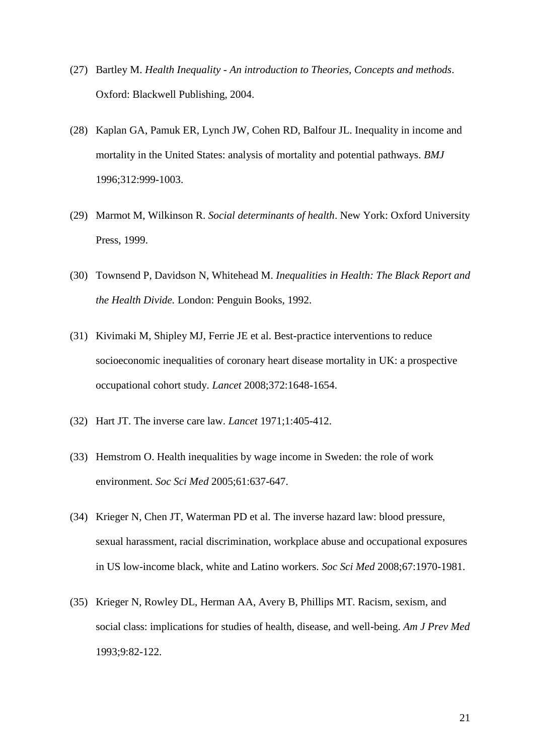(27) Bartley M. *Health Inequality - An introduction to Theories, Concepts and methods*. Oxford: Blackwell Publishing, 2004.

(28) Kaplan GA, Pamuk ER, Lynch JW, Cohen RD, Balfour JL. Inequality in income and mortality in the United States: analysis of mortality and potential pathways. *BMJ* 1996;312:999-1003.

(29) Marmot M, Wilkinson R. *Social determinants of health*. New York: Oxford University Press, 1999.

(30) Townsend P, Davidson N, Whitehead M. *Inequalities in Health: The Black Report and the Health Divide.* London: Penguin Books, 1992.

(31) Kivimaki M, Shipley MJ, Ferrie JE et al. Best-practice interventions to reduce socioeconomic inequalities of coronary heart disease mortality in UK: a prospective occupational cohort study. *Lancet* 2008;372:1648-1654.

(32) Hart JT. The inverse care law. *Lancet* 1971;1:405-412.

(33) Hemstrom O. Health inequalities by wage income in Sweden: the role of work environment. *Soc Sci Med* 2005;61:637-647.

(34) Krieger N, Chen JT, Waterman PD et al. The inverse hazard law: blood pressure, sexual harassment, racial discrimination, workplace abuse and occupational exposures in US low-income black, white and Latino workers. *Soc Sci Med* 2008;67:1970-1981.

(35) Krieger N, Rowley DL, Herman AA, Avery B, Phillips MT. Racism, sexism, and social class: implications for studies of health, disease, and well-being. *Am J Prev Med* 1993;9:82-122.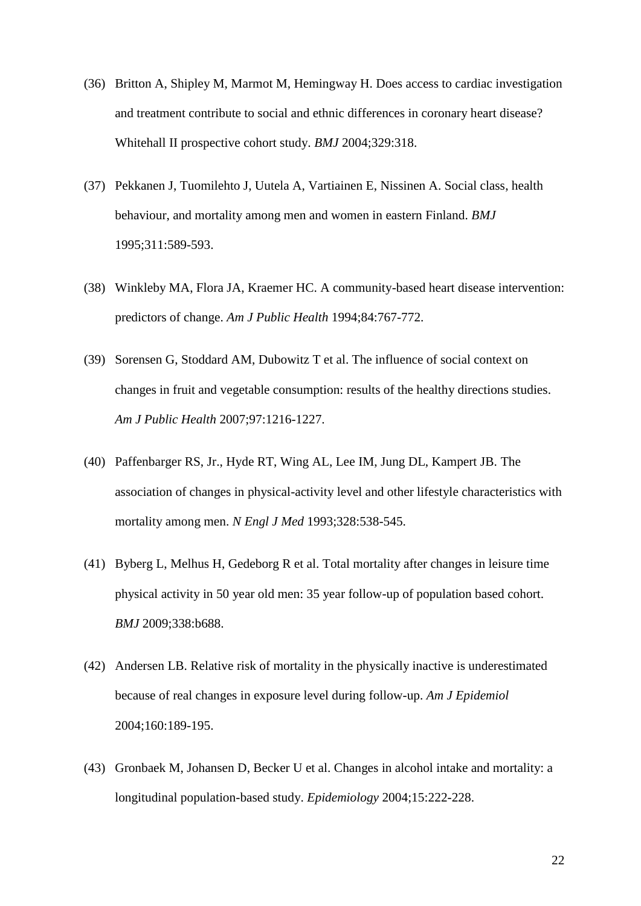(36) Britton A, Shipley M, Marmot M, Hemingway H. Does access to cardiac investigation and treatment contribute to social and ethnic differences in coronary heart disease? Whitehall II prospective cohort study. *BMJ* 2004;329:318.

(37) Pekkanen J, Tuomilehto J, Uutela A, Vartiainen E, Nissinen A. Social class, health behaviour, and mortality among men and women in eastern Finland. *BMJ* 1995;311:589-593.

(38) Winkleby MA, Flora JA, Kraemer HC. A community-based heart disease intervention: predictors of change. *Am J Public Health* 1994;84:767-772.

(39) Sorensen G, Stoddard AM, Dubowitz T et al. The influence of social context on changes in fruit and vegetable consumption: results of the healthy directions studies. *Am J Public Health* 2007;97:1216-1227.

(40) Paffenbarger RS, Jr., Hyde RT, Wing AL, Lee IM, Jung DL, Kampert JB. The association of changes in physical-activity level and other lifestyle characteristics with mortality among men. *N Engl J Med* 1993;328:538-545.

(41) Byberg L, Melhus H, Gedeborg R et al. Total mortality after changes in leisure time physical activity in 50 year old men: 35 year follow-up of population based cohort. *BMJ* 2009;338:b688.

(42) Andersen LB. Relative risk of mortality in the physically inactive is underestimated because of real changes in exposure level during follow-up. *Am J Epidemiol* 2004;160:189-195.

(43) Gronbaek M, Johansen D, Becker U et al. Changes in alcohol intake and mortality: a longitudinal population-based study. *Epidemiology* 2004;15:222-228.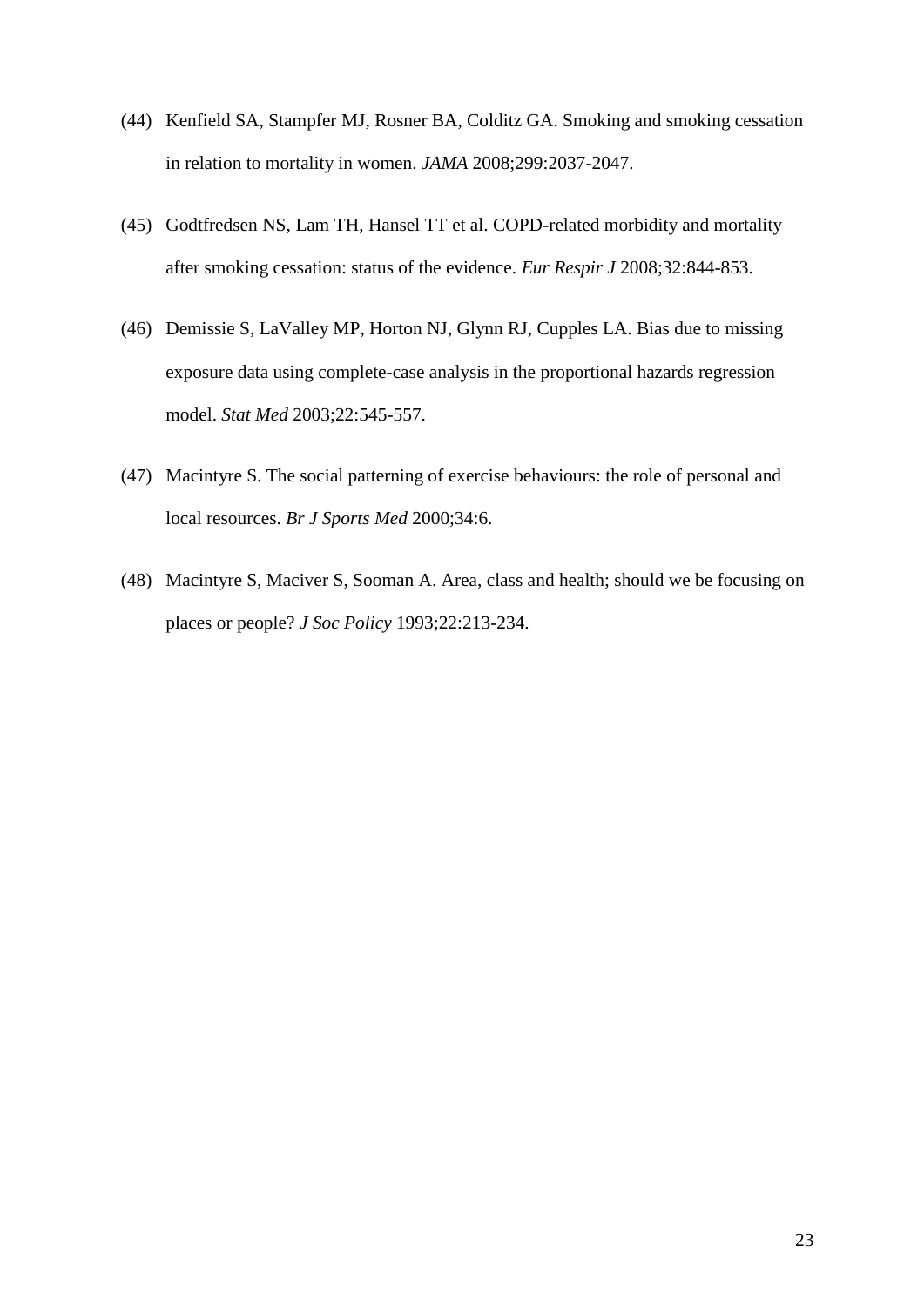(44) Kenfield SA, Stampfer MJ, Rosner BA, Colditz GA. Smoking and smoking cessation in relation to mortality in women. *JAMA* 2008;299:2037-2047.

(45) Godtfredsen NS, Lam TH, Hansel TT et al. COPD-related morbidity and mortality after smoking cessation: status of the evidence. *Eur Respir J* 2008;32:844-853.

(46) Demissie S, LaValley MP, Horton NJ, Glynn RJ, Cupples LA. Bias due to missing exposure data using complete-case analysis in the proportional hazards regression model. *Stat Med* 2003;22:545-557.

(47) Macintyre S. The social patterning of exercise behaviours: the role of personal and local resources. *Br J Sports Med* 2000;34:6.

(48) Macintyre S, Maciver S, Sooman A. Area, class and health; should we be focusing on places or people? *J Soc Policy* 1993;22:213-234.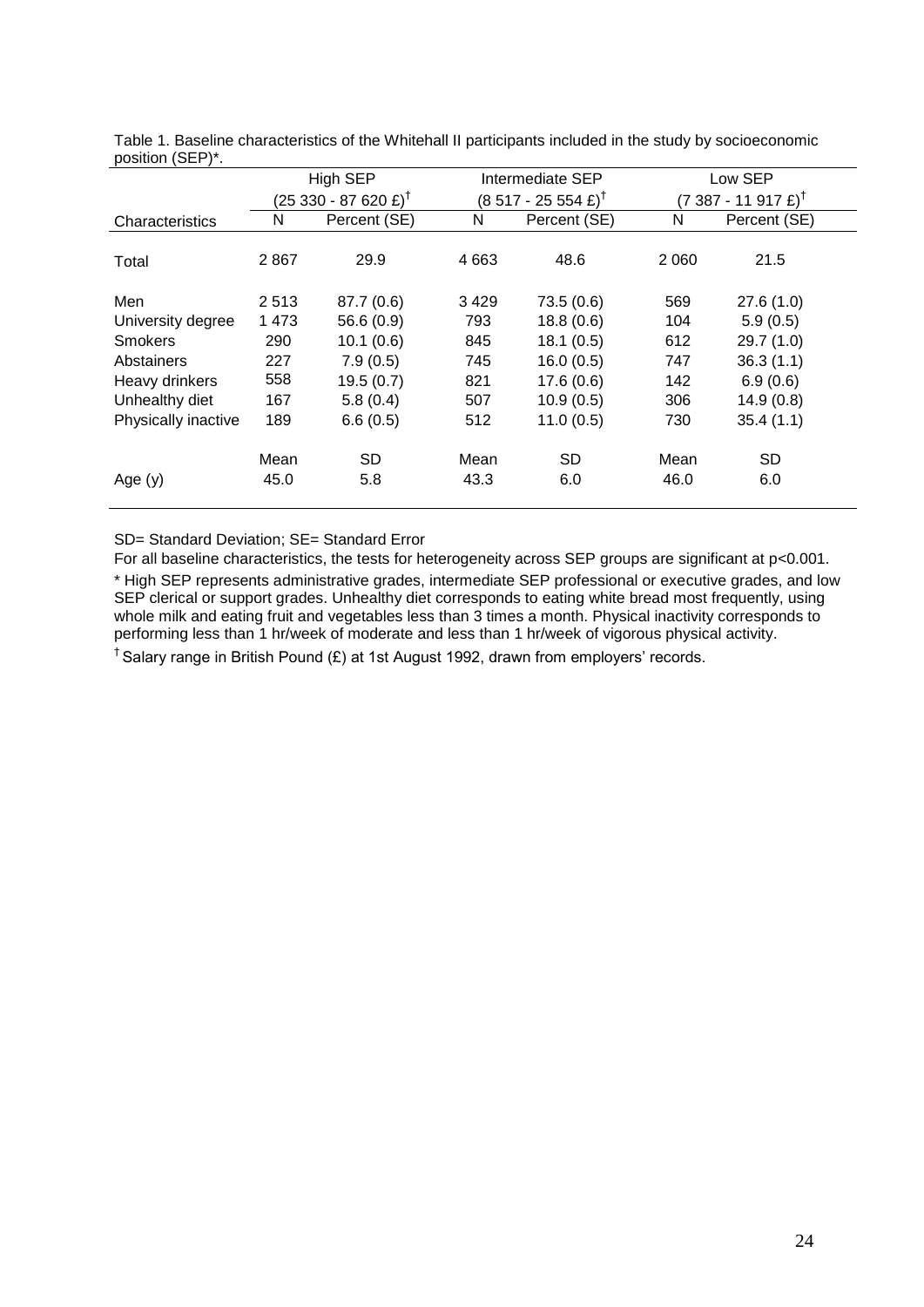Table 1. Baseline characteristics of the Whitehall II participants included in the study by socioeconomic position (SEP)*.

| | High SEP (25 330 - 87 620 £)[†] | | Intermediate SEP (8 517 - 25 554 £)[†] | | Low SEP (7 387 - 11 917 £)[†] | |
|---|---|---|---|---|---|---|
| Characteristics | N | Percent (SE) | N | Percent (SE) | N | Percent (SE) |
| Total | 2 867 | 29.9 | 4 663 | 48.6 | 2 060 | 21.5 |
| Men | 2 513 | 87.7 (0.6) | 3 429 | 73.5 (0.6) | 569 | 27.6 (1.0) |
| University degree | 1 473 | 56.6 (0.9) | 793 | 18.8 (0.6) | 104 | 5.9 (0.5) |
| Smokers | 290 | 10.1 (0.6) | 845 | 18.1 (0.5) | 612 | 29.7 (1.0) |
| Abstainers | 227 | 7.9 (0.5) | 745 | 16.0 (0.5) | 747 | 36.3 (1.1) |
| Heavy drinkers | 558 | 19.5 (0.7) | 821 | 17.6 (0.6) | 142 | 6.9 (0.6) |
| Unhealthy diet | 167 | 5.8 (0.4) | 507 | 10.9 (0.5) | 306 | 14.9 (0.8) |
| Physically inactive | 189 | 6.6 (0.5) | 512 | 11.0 (0.5) | 730 | 35.4 (1.1) |
| | Mean | SD | Mean | SD | Mean | SD |
| Age (y) | 45.0 | 5.8 | 43.3 | 6.0 | 46.0 | 6.0 |

SD= Standard Deviation; SE= Standard Error

For all baseline characteristics, the tests for heterogeneity across SEP groups are significant at $p<0.001$.

* High SEP represents administrative grades, intermediate SEP professional or executive grades, and low SEP clerical or support grades. Unhealthy diet corresponds to eating white bread most frequently, using whole milk and eating fruit and vegetables less than 3 times a month. Physical inactivity corresponds to performing less than 1 hr/week of moderate and less than 1 hr/week of vigorous physical activity.

[†] Salary range in British Pound (£) at 1st August 1992, drawn from employers' records.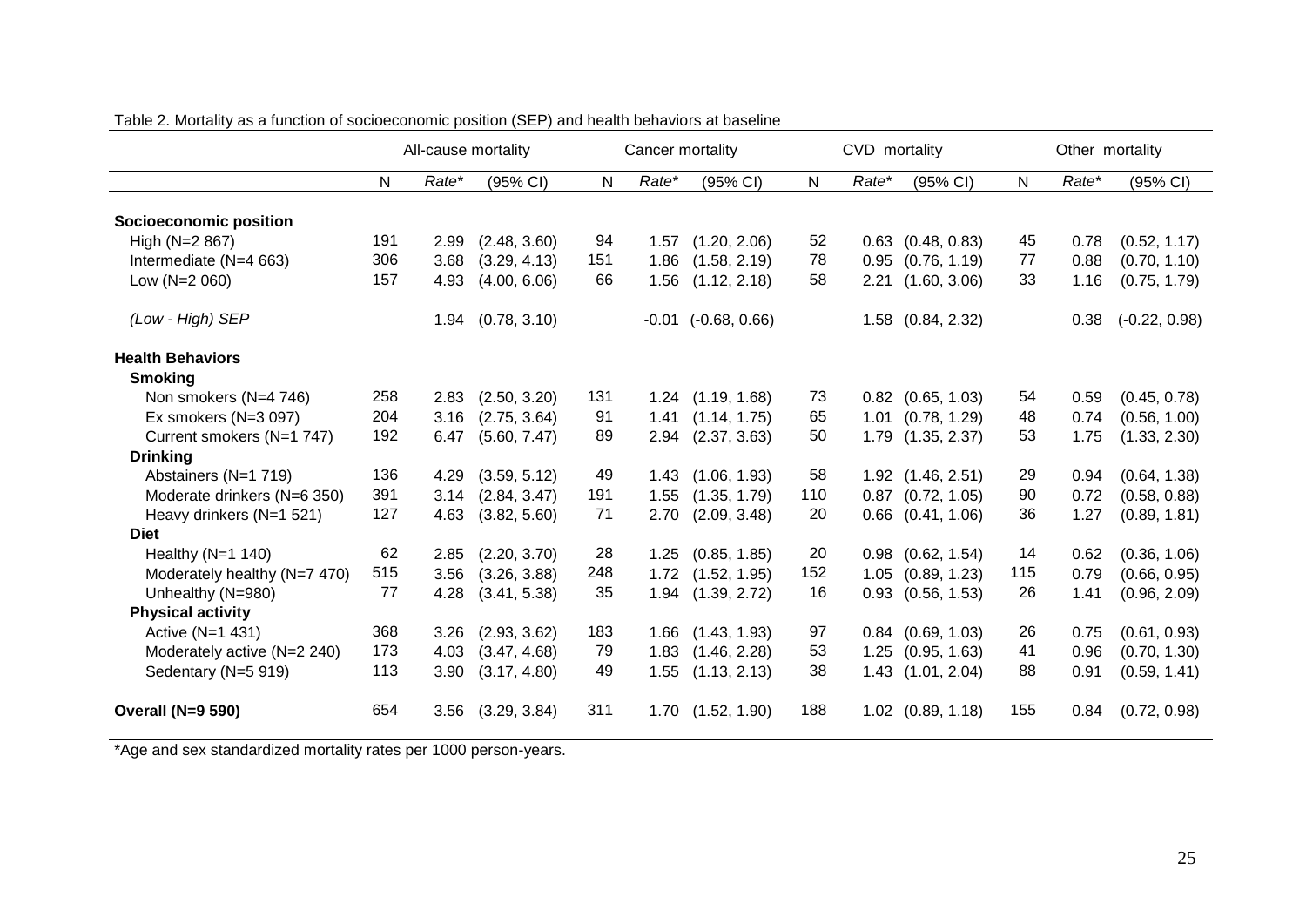Table 2. Mortality as a function of socioeconomic position (SEP) and health behaviors at baseline

| | All-cause mortality | | | Cancer mortality | | | CVD mortality | | | Other mortality | | |
|---|---|---|---|---|---|---|---|---|---|---|---|---|
| | N | *Rate\** | (95% CI) | N | *Rate\** | (95% CI) | N | *Rate\** | (95% CI) | N | *Rate\** | (95% CI) |
| **Socioeconomic position** | | | | | | | | | | | | |
| High (N=2 867) | 191 | 2.99 | (2.48, 3.60) | 94 | 1.57 | (1.20, 2.06) | 52 | 0.63 | (0.48, 0.83) | 45 | 0.78 | (0.52, 1.17) |
| Intermediate (N=4 663) | 306 | 3.68 | (3.29, 4.13) | 151 | 1.86 | (1.58, 2.19) | 78 | 0.95 | (0.76, 1.19) | 77 | 0.88 | (0.70, 1.10) |
| Low (N=2 060) | 157 | 4.93 | (4.00, 6.06) | 66 | 1.56 | (1.12, 2.18) | 58 | 2.21 | (1.60, 3.06) | 33 | 1.16 | (0.75, 1.79) |
| *(Low - High) SEP* | | 1.94 | (0.78, 3.10) | | -0.01 | (-0.68, 0.66) | | 1.58 | (0.84, 2.32) | | 0.38 | (-0.22, 0.98) |
| **Health Behaviors** | | | | | | | | | | | | |
| **Smoking** | | | | | | | | | | | | |
| Non smokers (N=4 746) | 258 | 2.83 | (2.50, 3.20) | 131 | 1.24 | (1.19, 1.68) | 73 | 0.82 | (0.65, 1.03) | 54 | 0.59 | (0.45, 0.78) |
| Ex smokers (N=3 097) | 204 | 3.16 | (2.75, 3.64) | 91 | 1.41 | (1.14, 1.75) | 65 | 1.01 | (0.78, 1.29) | 48 | 0.74 | (0.56, 1.00) |
| Current smokers (N=1 747) | 192 | 6.47 | (5.60, 7.47) | 89 | 2.94 | (2.37, 3.63) | 50 | 1.79 | (1.35, 2.37) | 53 | 1.75 | (1.33, 2.30) |
| **Drinking** | | | | | | | | | | | | |
| Abstainers (N=1 719) | 136 | 4.29 | (3.59, 5.12) | 49 | 1.43 | (1.06, 1.93) | 58 | 1.92 | (1.46, 2.51) | 29 | 0.94 | (0.64, 1.38) |
| Moderate drinkers (N=6 350) | 391 | 3.14 | (2.84, 3.47) | 191 | 1.55 | (1.35, 1.79) | 110 | 0.87 | (0.72, 1.05) | 90 | 0.72 | (0.58, 0.88) |
| Heavy drinkers (N=1 521) | 127 | 4.63 | (3.82, 5.60) | 71 | 2.70 | (2.09, 3.48) | 20 | 0.66 | (0.41, 1.06) | 36 | 1.27 | (0.89, 1.81) |
| **Diet** | | | | | | | | | | | | |
| Healthy (N=1 140) | 62 | 2.85 | (2.20, 3.70) | 28 | 1.25 | (0.85, 1.85) | 20 | 0.98 | (0.62, 1.54) | 14 | 0.62 | (0.36, 1.06) |
| Moderately healthy (N=7 470) | 515 | 3.56 | (3.26, 3.88) | 248 | 1.72 | (1.52, 1.95) | 152 | 1.05 | (0.89, 1.23) | 115 | 0.79 | (0.66, 0.95) |
| Unhealthy (N=980) | 77 | 4.28 | (3.41, 5.38) | 35 | 1.94 | (1.39, 2.72) | 16 | 0.93 | (0.56, 1.53) | 26 | 1.41 | (0.96, 2.09) |
| **Physical activity** | | | | | | | | | | | | |
| Active (N=1 431) | 368 | 3.26 | (2.93, 3.62) | 183 | 1.66 | (1.43, 1.93) | 97 | 0.84 | (0.69, 1.03) | 26 | 0.75 | (0.61, 0.93) |
| Moderately active (N=2 240) | 173 | 4.03 | (3.47, 4.68) | 79 | 1.83 | (1.46, 2.28) | 53 | 1.25 | (0.95, 1.63) | 41 | 0.96 | (0.70, 1.30) |
| Sedentary (N=5 919) | 113 | 3.90 | (3.17, 4.80) | 49 | 1.55 | (1.13, 2.13) | 38 | 1.43 | (1.01, 2.04) | 88 | 0.91 | (0.59, 1.41) |
| **Overall (N=9 590)** | 654 | 3.56 | (3.29, 3.84) | 311 | 1.70 | (1.52, 1.90) | 188 | 1.02 | (0.89, 1.18) | 155 | 0.84 | (0.72, 0.98) |

*Age and sex standardized mortality rates per 1000 person-years.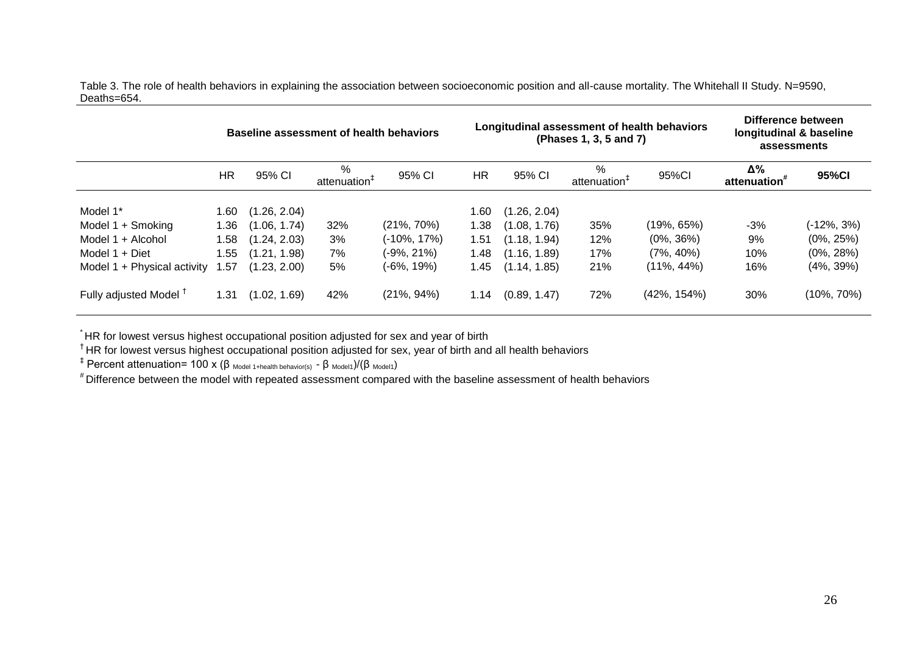Table 3. The role of health behaviors in explaining the association between socioeconomic position and all-cause mortality. The Whitehall II Study. N=9590, Deaths=654.

| | Baseline assessment of health behaviors | | | | Longitudinal assessment of health behaviors (Phases 1, 3, 5 and 7) | | | | Difference between longitudinal & baseline assessments | |
|---|---|---|---|---|---|---|---|---|---|---|
| | HR | 95% CI | % attenuation[‡] | 95% CI | HR | 95% CI | % attenuation[‡] | 95%CI | **Δ% attenuation[#]** | **95%CI** |
| Model 1* | 1.60 | (1.26, 2.04) | | | 1.60 | (1.26, 2.04) | | | | |
| Model 1 + Smoking | 1.36 | (1.06, 1.74) | 32% | (21%, 70%) | 1.38 | (1.08, 1.76) | 35% | (19%, 65%) | -3% | (-12%, 3%) |
| Model 1 + Alcohol | 1.58 | (1.24, 2.03) | 3% | (-10%, 17%) | 1.51 | (1.18, 1.94) | 12% | (0%, 36%) | 9% | (0%, 25%) |
| Model 1 + Diet | 1.55 | (1.21, 1.98) | 7% | (-9%, 21%) | 1.48 | (1.16, 1.89) | 17% | (7%, 40%) | 10% | (0%, 28%) |
| Model 1 + Physical activity | 1.57 | (1.23, 2.00) | 5% | (-6%, 19%) | 1.45 | (1.14, 1.85) | 21% | (11%, 44%) | 16% | (4%, 39%) |
| Fully adjusted Model [†] | 1.31 | (1.02, 1.69) | 42% | (21%, 94%) | 1.14 | (0.89, 1.47) | 72% | (42%, 154%) | 30% | (10%, 70%) |

[*] HR for lowest versus highest occupational position adjusted for sex and year of birth

[†] HR for lowest versus highest occupational position adjusted for sex, year of birth and all health behaviors

[‡] Percent attenuation= 100 x ($\beta_{\text{Model 1+health behavior(s)}}$ - $\beta_{\text{Model1}}$)/($\beta_{\text{Model1}}$)

[#] Difference between the model with repeated assessment compared with the baseline assessment of health behaviors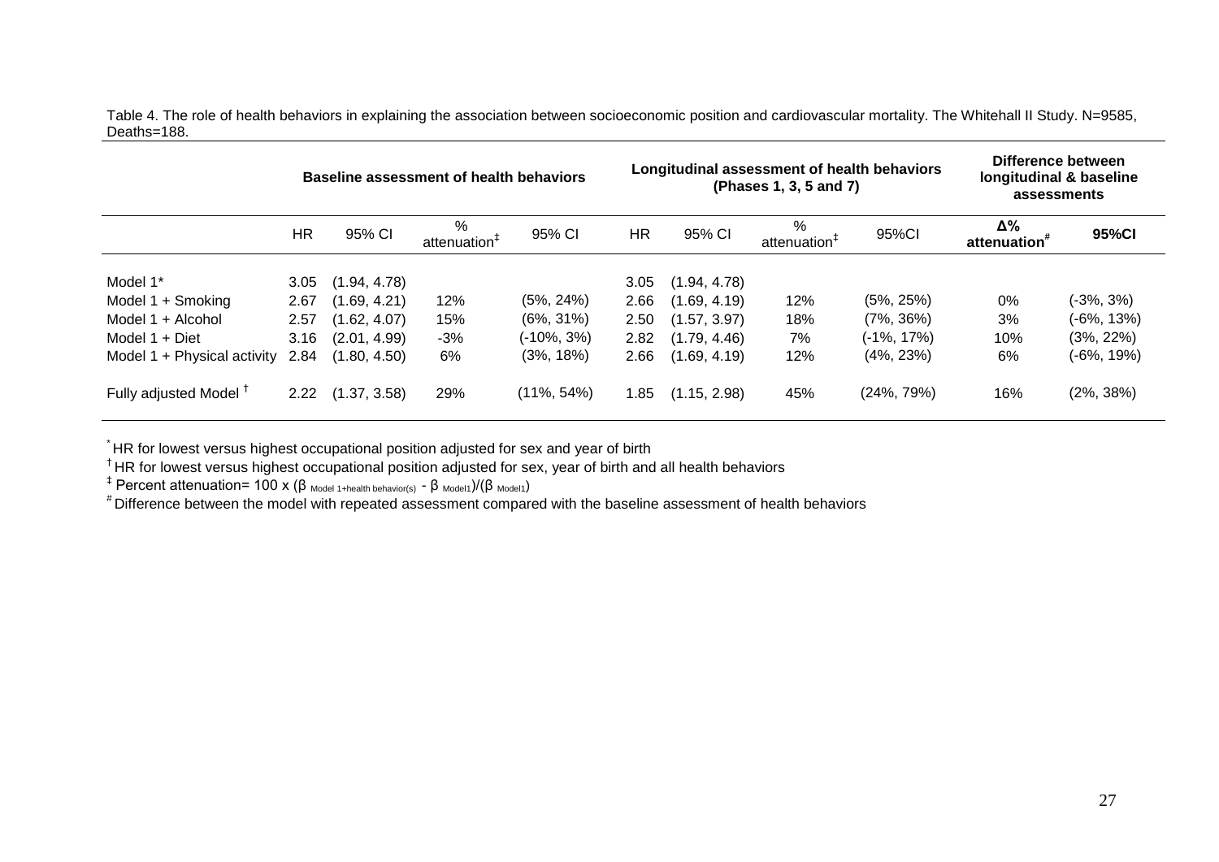Table 4. The role of health behaviors in explaining the association between socioeconomic position and cardiovascular mortality. The Whitehall II Study. N=9585, Deaths=188.

| | **Baseline assessment of health behaviors** | | | | **Longitudinal assessment of health behaviors (Phases 1, 3, 5 and 7)** | | | | **Difference between longitudinal & baseline assessments** | |
|---|---|---|---|---|---|---|---|---|---|---|
| | HR | 95% CI | % attenuation[‡] | 95% CI | HR | 95% CI | % attenuation[‡] | 95%CI | **Δ% attenuation[#]** | **95%CI** |
| Model 1* | 3.05 | (1.94, 4.78) | | | 3.05 | (1.94, 4.78) | | | | |
| Model 1 + Smoking | 2.67 | (1.69, 4.21) | 12% | (5%, 24%) | 2.66 | (1.69, 4.19) | 12% | (5%, 25%) | 0% | (-3%, 3%) |
| Model 1 + Alcohol | 2.57 | (1.62, 4.07) | 15% | (6%, 31%) | 2.50 | (1.57, 3.97) | 18% | (7%, 36%) | 3% | (-6%, 13%) |
| Model 1 + Diet | 3.16 | (2.01, 4.99) | -3% | (-10%, 3%) | 2.82 | (1.79, 4.46) | 7% | (-1%, 17%) | 10% | (3%, 22%) |
| Model 1 + Physical activity | 2.84 | (1.80, 4.50) | 6% | (3%, 18%) | 2.66 | (1.69, 4.19) | 12% | (4%, 23%) | 6% | (-6%, 19%) |
| Fully adjusted Model [†] | 2.22 | (1.37, 3.58) | 29% | (11%, 54%) | 1.85 | (1.15, 2.98) | 45% | (24%, 79%) | 16% | (2%, 38%) |

[*] HR for lowest versus highest occupational position adjusted for sex and year of birth

[†] HR for lowest versus highest occupational position adjusted for sex, year of birth and all health behaviors

[‡] Percent attenuation= 100 x ($\beta_{\text{Model 1+health behavior(s)}} - \beta_{\text{Model1}}$)/($\beta_{\text{Model1}}$)

[#] Difference between the model with repeated assessment compared with the baseline assessment of health behaviors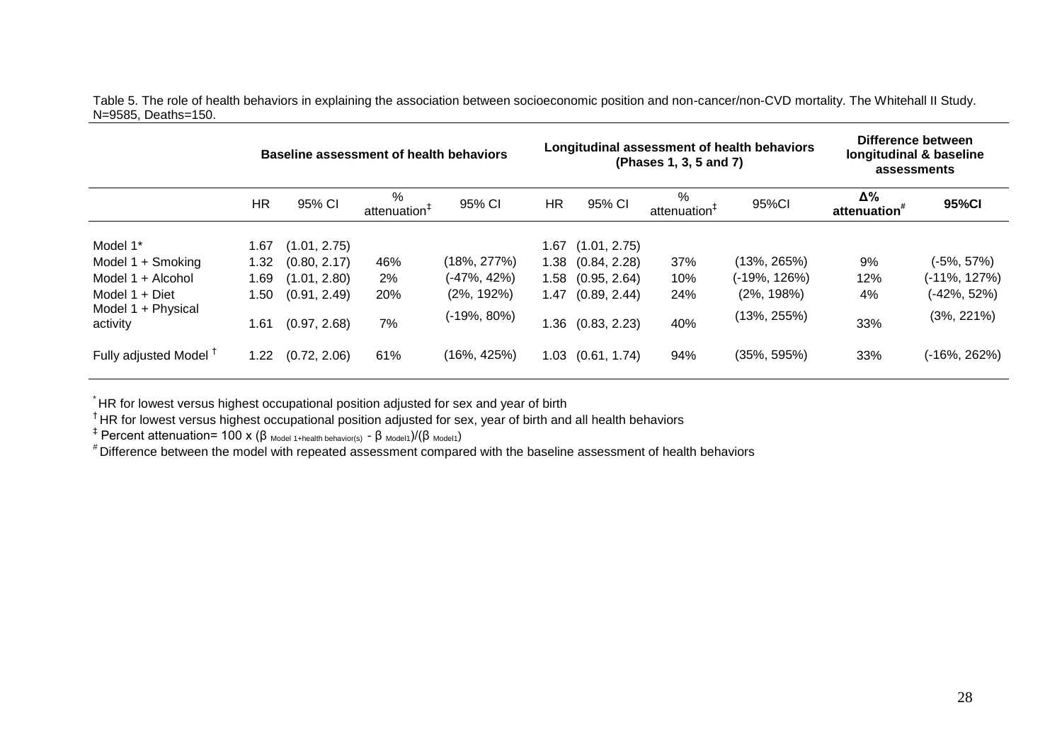Table 5. The role of health behaviors in explaining the association between socioeconomic position and non-cancer/non-CVD mortality. The Whitehall II Study. N=9585, Deaths=150.

| | Baseline assessment of health behaviors | | | | Longitudinal assessment of health behaviors (Phases 1, 3, 5 and 7) | | | | Difference between longitudinal & baseline assessments | |
|---|---|---|---|---|---|---|---|---|---|---|
| | HR | 95% CI | % attenuation[‡] | 95% CI | HR | 95% CI | % attenuation[‡] | 95%CI | **Δ% attenuation[#]** | **95%CI** |
| Model 1* | 1.67 | (1.01, 2.75) | | | 1.67 | (1.01, 2.75) | | | | |
| Model 1 + Smoking | 1.32 | (0.80, 2.17) | 46% | (18%, 277%) | 1.38 | (0.84, 2.28) | 37% | (13%, 265%) | 9% | (-5%, 57%) |
| Model 1 + Alcohol | 1.69 | (1.01, 2.80) | 2% | (-47%, 42%) | 1.58 | (0.95, 2.64) | 10% | (-19%, 126%) | 12% | (-11%, 127%) |
| Model 1 + Diet | 1.50 | (0.91, 2.49) | 20% | (2%, 192%) | 1.47 | (0.89, 2.44) | 24% | (2%, 198%) | 4% | (-42%, 52%) |
| Model 1 + Physical activity | 1.61 | (0.97, 2.68) | 7% | (-19%, 80%) | 1.36 | (0.83, 2.23) | 40% | (13%, 255%) | 33% | (3%, 221%) |
| Fully adjusted Model [†] | 1.22 | (0.72, 2.06) | 61% | (16%, 425%) | 1.03 | (0.61, 1.74) | 94% | (35%, 595%) | 33% | (-16%, 262%) |

[*] HR for lowest versus highest occupational position adjusted for sex and year of birth

[†] HR for lowest versus highest occupational position adjusted for sex, year of birth and all health behaviors

[‡] Percent attenuation= 100 x ($\beta_{\text{Model 1+health behavior(s)}} - \beta_{\text{Model1}}$)/($\beta_{\text{Model1}}$)

[#] Difference between the model with repeated assessment compared with the baseline assessment of health behaviors